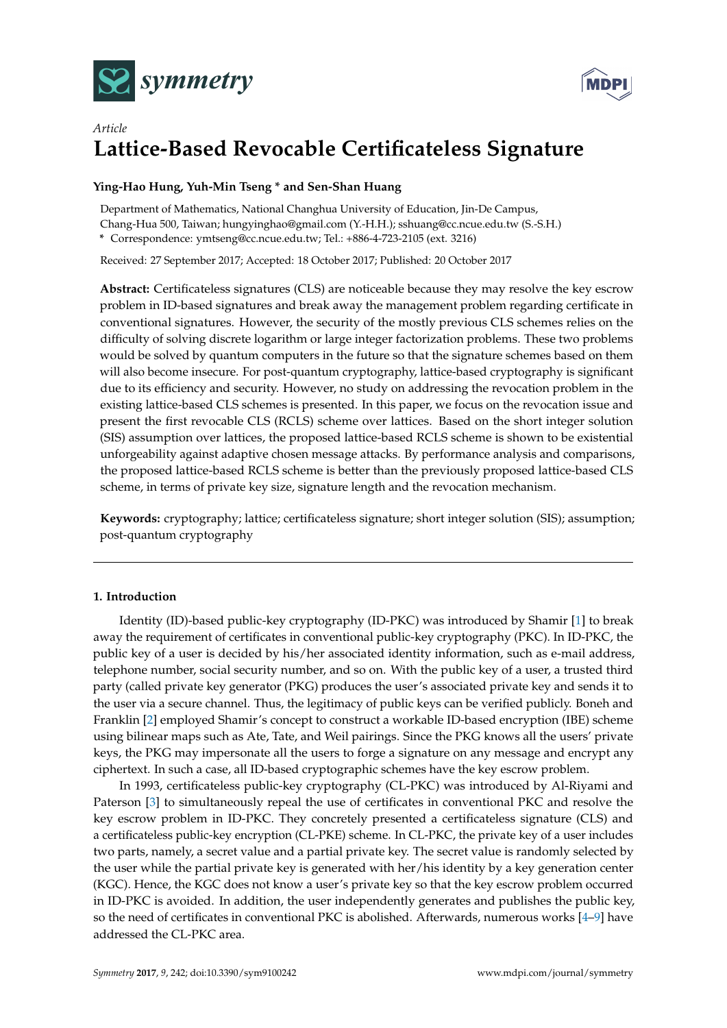*Article*

# Lattice-Based Revocable Certificateless Signature

**Ying-Hao Hung, Yuh-Min Tseng * and Sen-Shan Huang**

Department of Mathematics, National Changhua University of Education, Jin-De Campus, Chang-Hua 500, Taiwan; hungyinghao@gmail.com (Y.-H.H.); sshuang@cc.ncue.edu.tw (S.-S.H.)

**\*** Correspondence: ymtseng@cc.ncue.edu.tw; Tel.: +886-4-723-2105 (ext. 3216)

Received: 27 September 2017; Accepted: 18 October 2017; Published: 20 October 2017

**Abstract:** Certificateless signatures (CLS) are noticeable because they may resolve the key escrow problem in ID-based signatures and break away the management problem regarding certificate in conventional signatures. However, the security of the mostly previous CLS schemes relies on the difficulty of solving discrete logarithm or large integer factorization problems. These two problems would be solved by quantum computers in the future so that the signature schemes based on them will also become insecure. For post-quantum cryptography, lattice-based cryptography is significant due to its efficiency and security. However, no study on addressing the revocation problem in the existing lattice-based CLS schemes is presented. In this paper, we focus on the revocation issue and present the first revocable CLS (RCLS) scheme over lattices. Based on the short integer solution (SIS) assumption over lattices, the proposed lattice-based RCLS scheme is shown to be existential unforgeability against adaptive chosen message attacks. By performance analysis and comparisons, the proposed lattice-based RCLS scheme is better than the previously proposed lattice-based CLS scheme, in terms of private key size, signature length and the revocation mechanism.

**Keywords:** cryptography; lattice; certificateless signature; short integer solution (SIS); assumption; post-quantum cryptography

## 1. Introduction

Identity (ID)-based public-key cryptography (ID-PKC) was introduced by Shamir [1] to break away the requirement of certificates in conventional public-key cryptography (PKC). In ID-PKC, the public key of a user is decided by his/her associated identity information, such as e-mail address, telephone number, social security number, and so on. With the public key of a user, a trusted third party (called private key generator (PKG) produces the user's associated private key and sends it to the user via a secure channel. Thus, the legitimacy of public keys can be verified publicly. Boneh and Franklin [2] employed Shamir's concept to construct a workable ID-based encryption (IBE) scheme using bilinear maps such as Ate, Tate, and Weil pairings. Since the PKG knows all the users' private keys, the PKG may impersonate all the users to forge a signature on any message and encrypt any ciphertext. In such a case, all ID-based cryptographic schemes have the key escrow problem.

In 1993, certificateless public-key cryptography (CL-PKC) was introduced by Al-Riyami and Paterson [3] to simultaneously repeal the use of certificates in conventional PKC and resolve the key escrow problem in ID-PKC. They concretely presented a certificateless signature (CLS) and a certificateless public-key encryption (CL-PKE) scheme. In CL-PKC, the private key of a user includes two parts, namely, a secret value and a partial private key. The secret value is randomly selected by the user while the partial private key is generated with her/his identity by a key generation center (KGC). Hence, the KGC does not know a user's private key so that the key escrow problem occurred in ID-PKC is avoided. In addition, the user independently generates and publishes the public key, so the need of certificates in conventional PKC is abolished. Afterwards, numerous works [4–9] have addressed the CL-PKC area.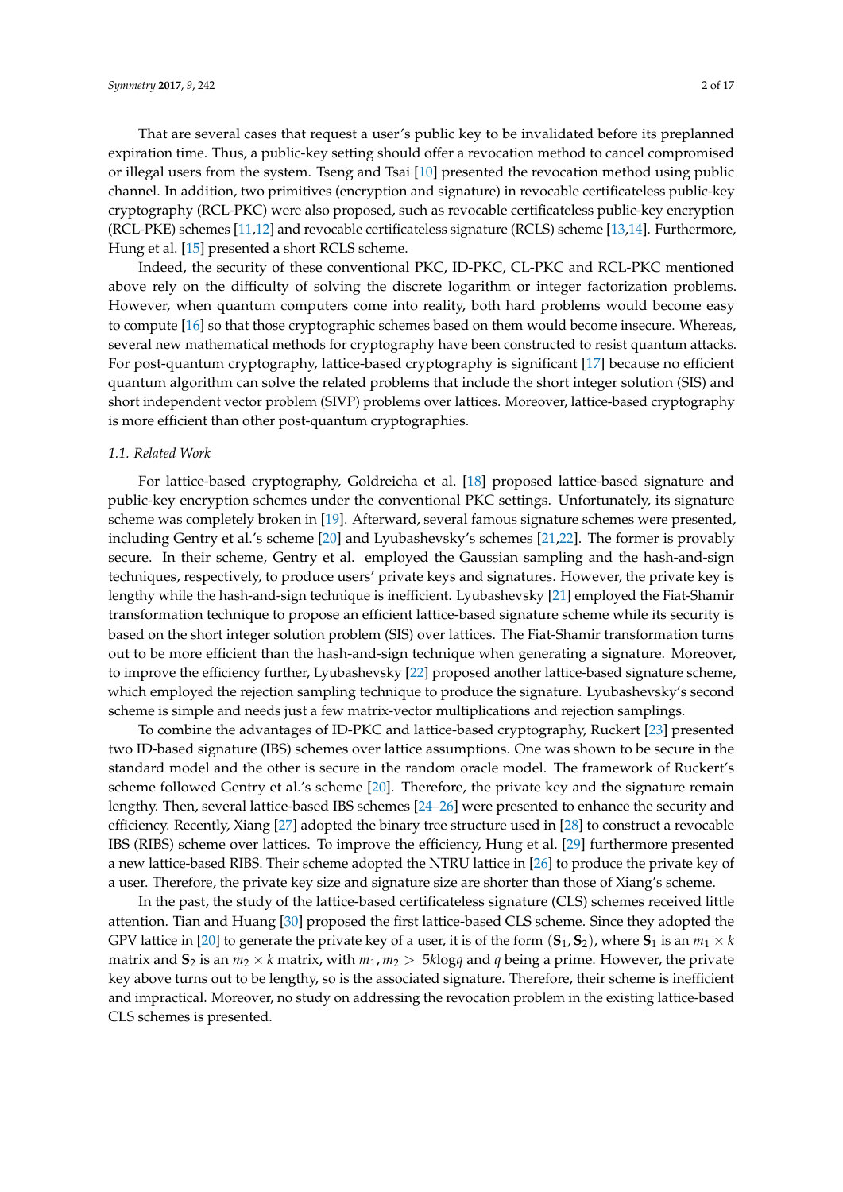That are several cases that request a user's public key to be invalidated before its preplanned expiration time. Thus, a public-key setting should offer a revocation method to cancel compromised or illegal users from the system. Tseng and Tsai [10] presented the revocation method using public channel. In addition, two primitives (encryption and signature) in revocable certificateless public-key cryptography (RCL-PKC) were also proposed, such as revocable certificateless public-key encryption (RCL-PKE) schemes [11,12] and revocable certificateless signature (RCLS) scheme [13,14]. Furthermore, Hung et al. [15] presented a short RCLS scheme.

Indeed, the security of these conventional PKC, ID-PKC, CL-PKC and RCL-PKC mentioned above rely on the difficulty of solving the discrete logarithm or integer factorization problems. However, when quantum computers come into reality, both hard problems would become easy to compute [16] so that those cryptographic schemes based on them would become insecure. Whereas, several new mathematical methods for cryptography have been constructed to resist quantum attacks. For post-quantum cryptography, lattice-based cryptography is significant [17] because no efficient quantum algorithm can solve the related problems that include the short integer solution (SIS) and short independent vector problem (SIVP) problems over lattices. Moreover, lattice-based cryptography is more efficient than other post-quantum cryptographies.

### 1.1. Related Work

For lattice-based cryptography, Goldreicha et al. [18] proposed lattice-based signature and public-key encryption schemes under the conventional PKC settings. Unfortunately, its signature scheme was completely broken in [19]. Afterward, several famous signature schemes were presented, including Gentry et al.'s scheme [20] and Lyubashevsky's schemes [21,22]. The former is provably secure. In their scheme, Gentry et al. employed the Gaussian sampling and the hash-and-sign techniques, respectively, to produce users' private keys and signatures. However, the private key is lengthy while the hash-and-sign technique is inefficient. Lyubashevsky [21] employed the Fiat-Shamir transformation technique to propose an efficient lattice-based signature scheme while its security is based on the short integer solution problem (SIS) over lattices. The Fiat-Shamir transformation turns out to be more efficient than the hash-and-sign technique when generating a signature. Moreover, to improve the efficiency further, Lyubashevsky [22] proposed another lattice-based signature scheme, which employed the rejection sampling technique to produce the signature. Lyubashevsky's second scheme is simple and needs just a few matrix-vector multiplications and rejection samplings.

To combine the advantages of ID-PKC and lattice-based cryptography, Ruckert [23] presented two ID-based signature (IBS) schemes over lattice assumptions. One was shown to be secure in the standard model and the other is secure in the random oracle model. The framework of Ruckert's scheme followed Gentry et al.'s scheme [20]. Therefore, the private key and the signature remain lengthy. Then, several lattice-based IBS schemes [24–26] were presented to enhance the security and efficiency. Recently, Xiang [27] adopted the binary tree structure used in [28] to construct a revocable IBS (RIBS) scheme over lattices. To improve the efficiency, Hung et al. [29] furthermore presented a new lattice-based RIBS. Their scheme adopted the NTRU lattice in [26] to produce the private key of a user. Therefore, the private key size and signature size are shorter than those of Xiang's scheme.

In the past, the study of the lattice-based certificateless signature (CLS) schemes received little attention. Tian and Huang [30] proposed the first lattice-based CLS scheme. Since they adopted the GPV lattice in [20] to generate the private key of a user, it is of the form $(\mathbf{S}_1, \mathbf{S}_2)$, where $\mathbf{S}_1$ is an $m_1 \times k$ matrix and $\mathbf{S}_2$ is an $m_2 \times k$ matrix, with $m_1, m_2 > 5k\log q$ and $q$ being a prime. However, the private key above turns out to be lengthy, so is the associated signature. Therefore, their scheme is inefficient and impractical. Moreover, no study on addressing the revocation problem in the existing lattice-based CLS schemes is presented.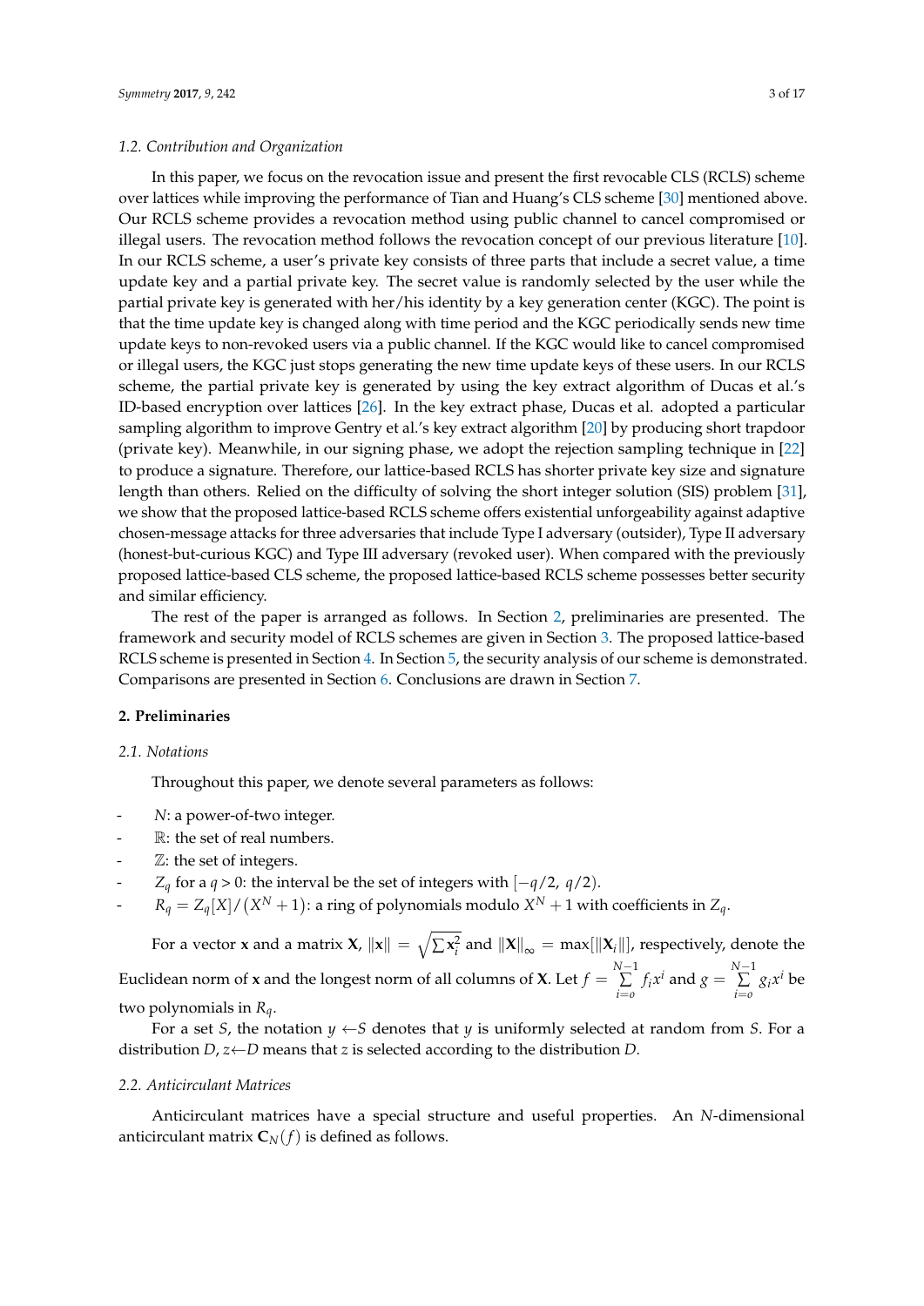### 1.2. Contribution and Organization

In this paper, we focus on the revocation issue and present the first revocable CLS (RCLS) scheme over lattices while improving the performance of Tian and Huang's CLS scheme [30] mentioned above. Our RCLS scheme provides a revocation method using public channel to cancel compromised or illegal users. The revocation method follows the revocation concept of our previous literature [10]. In our RCLS scheme, a user's private key consists of three parts that include a secret value, a time update key and a partial private key. The secret value is randomly selected by the user while the partial private key is generated with her/his identity by a key generation center (KGC). The point is that the time update key is changed along with time period and the KGC periodically sends new time update keys to non-revoked users via a public channel. If the KGC would like to cancel compromised or illegal users, the KGC just stops generating the new time update keys of these users. In our RCLS scheme, the partial private key is generated by using the key extract algorithm of Ducas et al.'s ID-based encryption over lattices [26]. In the key extract phase, Ducas et al. adopted a particular sampling algorithm to improve Gentry et al.'s key extract algorithm [20] by producing short trapdoor (private key). Meanwhile, in our signing phase, we adopt the rejection sampling technique in [22] to produce a signature. Therefore, our lattice-based RCLS has shorter private key size and signature length than others. Relied on the difficulty of solving the short integer solution (SIS) problem [31], we show that the proposed lattice-based RCLS scheme offers existential unforgeability against adaptive chosen-message attacks for three adversaries that include Type I adversary (outsider), Type II adversary (honest-but-curious KGC) and Type III adversary (revoked user). When compared with the previously proposed lattice-based CLS scheme, the proposed lattice-based RCLS scheme possesses better security and similar efficiency.

The rest of the paper is arranged as follows. In Section 2, preliminaries are presented. The framework and security model of RCLS schemes are given in Section 3. The proposed lattice-based RCLS scheme is presented in Section 4. In Section 5, the security analysis of our scheme is demonstrated. Comparisons are presented in Section 6. Conclusions are drawn in Section 7.

## 2. Preliminaries

### 2.1. Notations

Throughout this paper, we denote several parameters as follows:

- $N$: a power-of-two integer.
- $\mathbb{R}$: the set of real numbers.
- $\mathbb{Z}$: the set of integers.
- $Z_q$ for a $q > 0$: the interval be the set of integers with $[-q/2,\ q/2)$.
- $R_q = Z_q[X]/(X^N + 1)$: a ring of polynomials modulo $X^N + 1$ with coefficients in $Z_q$.

For a vector $\mathbf{x}$ and a matrix $\mathbf{X}$, $\|\mathbf{x}\| = \sqrt{\sum \mathbf{x}_i^2}$ and $\|\mathbf{X}\|_\infty = \max[\|\mathbf{X}_i\|]$, respectively, denote the Euclidean norm of $\mathbf{x}$ and the longest norm of all columns of $\mathbf{X}$. Let $f = \sum_{i=o}^{N-1} f_i x^i$ and $g = \sum_{i=o}^{N-1} g_i x^i$ be two polynomials in $R_q$.

For a set $S$, the notation $y \leftarrow S$ denotes that $y$ is uniformly selected at random from $S$. For a distribution $D$, $z \leftarrow D$ means that $z$ is selected according to the distribution $D$.

### 2.2. Anticirculant Matrices

Anticirculant matrices have a special structure and useful properties. An $N$-dimensional anticirculant matrix $\mathbf{C}_N(f)$ is defined as follows.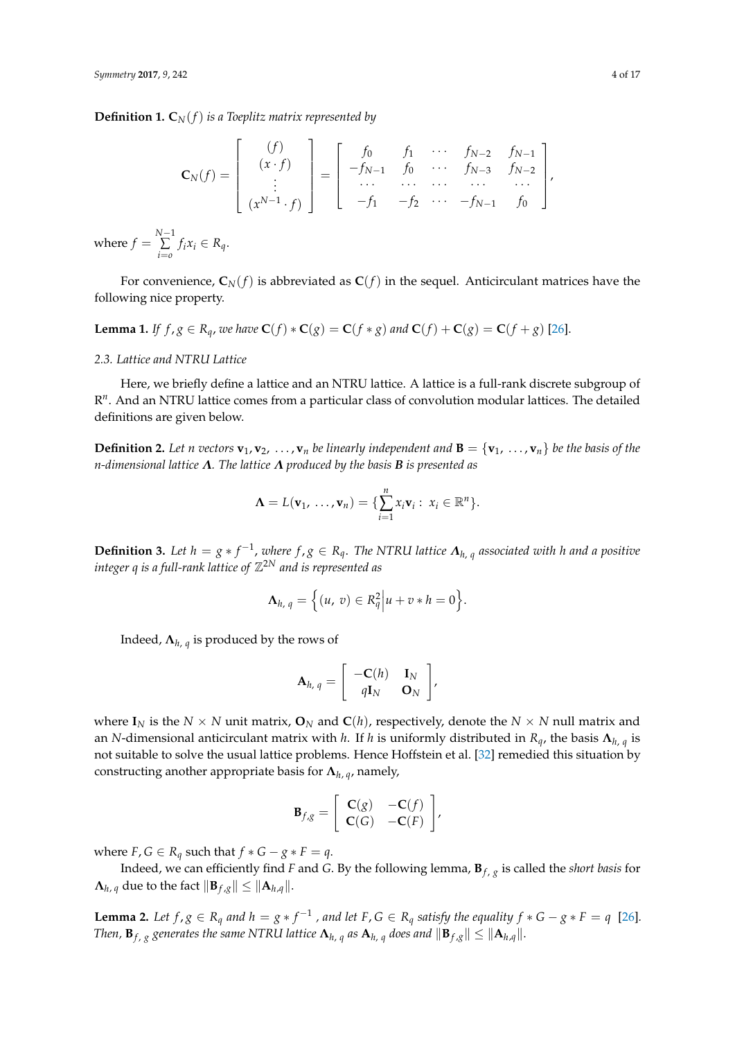**Definition 1.** $\mathbf{C}_N(f)$ *is a Toeplitz matrix represented by*

$$\mathbf{C}_N(f) = \begin{bmatrix} (f) \\ (x \cdot f) \\ \vdots \\ (x^{N-1} \cdot f) \end{bmatrix} = \begin{bmatrix} f_0 & f_1 & \cdots & f_{N-2} & f_{N-1} \\ -f_{N-1} & f_0 & \cdots & f_{N-3} & f_{N-2} \\ \cdots & \cdots & \cdots & \cdots & \cdots \\ -f_1 & -f_2 & \cdots & -f_{N-1} & f_0 \end{bmatrix},$$

where $f = \sum_{i=o}^{N-1} f_i x_i \in R_q$.

For convenience, $\mathbf{C}_N(f)$ is abbreviated as $\mathbf{C}(f)$ in the sequel. Anticirculant matrices have the following nice property.

**Lemma 1.** *If $f, g \in R_q$, we have $\mathbf{C}(f) * \mathbf{C}(g) = \mathbf{C}(f * g)$ and $\mathbf{C}(f) + \mathbf{C}(g) = \mathbf{C}(f + g)$ [26].*

### 2.3. Lattice and NTRU Lattice

Here, we briefly define a lattice and an NTRU lattice. A lattice is a full-rank discrete subgroup of $\mathrm{R}^n$. And an NTRU lattice comes from a particular class of convolution modular lattices. The detailed definitions are given below.

**Definition 2.** *Let $n$ vectors $\mathbf{v}_1, \mathbf{v}_2, \ldots, \mathbf{v}_n$ be linearly independent and $\mathbf{B} = \{\mathbf{v}_1, \ldots, \mathbf{v}_n\}$ be the basis of the $n$-dimensional lattice $\mathbf{\Lambda}$. The lattice $\mathbf{\Lambda}$ produced by the basis $\boldsymbol{B}$ is presented as*

$$\mathbf{\Lambda} = L(\mathbf{v}_1, \ldots, \mathbf{v}_n) = \{\sum_{i=1}^{n} x_i \mathbf{v}_i : \ x_i \in \mathbb{R}^n\}.$$

**Definition 3.** *Let $h = g * f^{-1}$, where $f, g \in R_q$. The NTRU lattice $\mathbf{\Lambda}_{h,\,q}$ associated with $h$ and a positive integer $q$ is a full-rank lattice of $\mathbb{Z}^{2N}$ and is represented as*

$$\mathbf{\Lambda}_{h,\,q} = \left\{(u,\ v) \in R_q^2 \middle| u + v * h = 0\right\}.$$

Indeed, $\mathbf{\Lambda}_{h,\,q}$ is produced by the rows of

$$\mathbf{A}_{h,\,q} = \begin{bmatrix} -\mathbf{C}(h) & \mathbf{I}_N \\ q\mathbf{I}_N & \mathbf{O}_N \end{bmatrix},$$

where $\mathbf{I}_N$ is the $N \times N$ unit matrix, $\mathbf{O}_N$ and $\mathbf{C}(h)$, respectively, denote the $N \times N$ null matrix and an $N$-dimensional anticirculant matrix with $h$. If $h$ is uniformly distributed in $R_q$, the basis $\mathbf{\Lambda}_{h,\,q}$ is not suitable to solve the usual lattice problems. Hence Hoffstein et al. [32] remedied this situation by constructing another appropriate basis for $\mathbf{\Lambda}_{h,\,q}$, namely,

$$\mathbf{B}_{f,g} = \begin{bmatrix} \mathbf{C}(g) & -\mathbf{C}(f) \\ \mathbf{C}(G) & -\mathbf{C}(F) \end{bmatrix},$$

where $F, G \in R_q$ such that $f * G - g * F = q$.

Indeed, we can efficiently find $F$ and $G$. By the following lemma, $\mathbf{B}_{f,\,g}$ is called the *short basis* for $\mathbf{\Lambda}_{h,\,q}$ due to the fact $\|\mathbf{B}_{f,g}\| \leq \|\mathbf{A}_{h,q}\|$.

**Lemma 2.** *Let $f, g \in R_q$ and $h = g * f^{-1}$ , and let $F, G \in R_q$ satisfy the equality $f * G - g * F = q$ [26]. Then, $\mathbf{B}_{f,\,g}$ generates the same NTRU lattice $\mathbf{\Lambda}_{h,\,q}$ as $\mathbf{A}_{h,\,q}$ does and $\|\mathbf{B}_{f,g}\| \leq \|\mathbf{A}_{h,q}\|$.*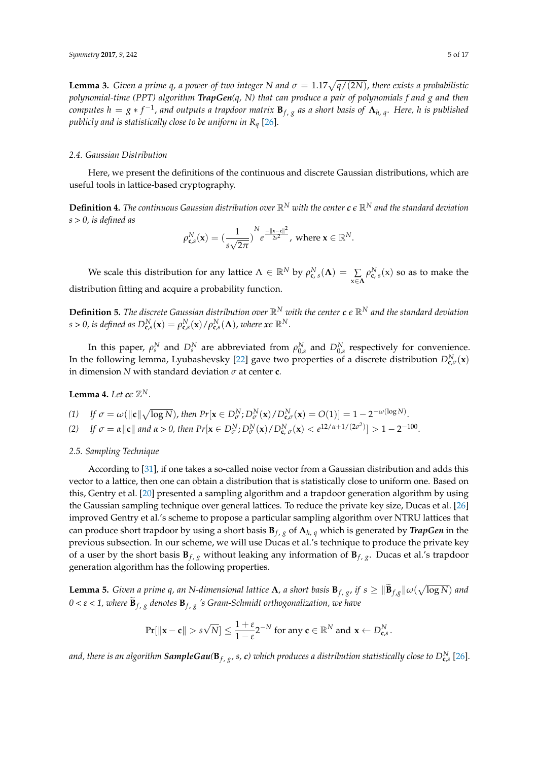**Lemma 3.** *Given a prime q, a power-of-two integer N and $\sigma = 1.17\sqrt{q/(2N)}$, there exists a probabilistic polynomial-time (PPT) algorithm **TrapGen**(q, N) that can produce a pair of polynomials f and g and then computes $h = g * f^{-1}$, and outputs a trapdoor matrix $\mathbf{B}_{f,\,g}$ as a short basis of $\mathbf{\Lambda}_{h,\,q}$. Here, h is published publicly and is statistically close to be uniform in $R_q$* [26].

### 2.4. Gaussian Distribution

Here, we present the definitions of the continuous and discrete Gaussian distributions, which are useful tools in lattice-based cryptography.

**Definition 4.** *The continuous Gaussian distribution over $\mathbb{R}^N$ with the center $\boldsymbol{c} \in \mathbb{R}^N$ and the standard deviation s > 0, is defined as*

$$\rho_{\mathbf{c},s}^{N}(\mathbf{x}) = \left(\frac{1}{s\sqrt{2\pi}}\right)^{N} e^{\frac{-\|\mathbf{x}-\mathbf{c}\|^2}{2s^2}}, \text{ where } \mathbf{x} \in \mathbb{R}^N.$$

We scale this distribution for any lattice $\Lambda \in \mathbb{R}^N$ by $\rho_{\mathbf{c},\,s}^{N}(\mathbf{\Lambda}) = \sum_{\mathbf{x}\in\mathbf{\Lambda}} \rho_{\mathbf{c},\,s}^{N}(\mathbf{x})$ so as to make the distribution fitting and acquire a probability function.

**Definition 5.** *The discrete Gaussian distribution over $\mathbb{R}^N$ with the center $\boldsymbol{c} \in \mathbb{R}^N$ and the standard deviation s > 0, is defined as $D_{\mathbf{c},s}^{N}(\mathbf{x}) = \rho_{\mathbf{c},s}^{N}(\mathbf{x})/\rho_{\mathbf{c},s}^{N}(\mathbf{\Lambda})$, where $\boldsymbol{x} \in \mathbb{R}^N$.*

In this paper, $\rho_s^N$ and $D_s^N$ are abbreviated from $\rho_{0,s}^N$ and $D_{0,s}^N$ respectively for convenience. In the following lemma, Lyubashevsky [22] gave two properties of a discrete distribution $D_{\mathbf{c},\sigma}^{N}(\mathbf{x})$ in dimension N with standard deviation $\sigma$ at center $\mathbf{c}$.

**Lemma 4.** *Let $\boldsymbol{c} \in \mathbb{Z}^N$.*

*(1) If $\sigma = \omega(\|\mathbf{c}\|\sqrt{\log N})$, then $Pr[\mathbf{x} \in D_\sigma^N; D_\sigma^N(\mathbf{x})/D_{\mathbf{c},\sigma}^N(\mathbf{x}) = O(1)] = 1 - 2^{-\omega(\log N)}$.*

*(2) If $\sigma = \alpha\|\mathbf{c}\|$ and $\alpha > 0$, then $Pr[\mathbf{x} \in D_\sigma^N; D_\sigma^N(\mathbf{x})/D_{\mathbf{c},\,\sigma}^N(\mathbf{x}) < e^{12/\alpha + 1/(2\sigma^2)}] > 1 - 2^{-100}$.*

### 2.5. Sampling Technique

According to [31], if one takes a so-called noise vector from a Gaussian distribution and adds this vector to a lattice, then one can obtain a distribution that is statistically close to uniform one. Based on this, Gentry et al. [20] presented a sampling algorithm and a trapdoor generation algorithm by using the Gaussian sampling technique over general lattices. To reduce the private key size, Ducas et al. [26] improved Gentry et al.'s scheme to propose a particular sampling algorithm over NTRU lattices that can produce short trapdoor by using a short basis $\mathbf{B}_{f,\,g}$ of $\mathbf{\Lambda}_{h,\,q}$ which is generated by ***TrapGen*** in the previous subsection. In our scheme, we will use Ducas et al.'s technique to produce the private key of a user by the short basis $\mathbf{B}_{f,\,g}$ without leaking any information of $\mathbf{B}_{f,\,g}$. Ducas et al.'s trapdoor generation algorithm has the following properties.

**Lemma 5.** *Given a prime q, an N-dimensional lattice $\mathbf{\Lambda}$, a short basis $\mathbf{B}_{f,\,g}$, if $s \geq \|\widetilde{\mathbf{B}}_{f,g}\|\omega(\sqrt{\log N})$ and $0 < \varepsilon < 1$, where $\widetilde{\mathbf{B}}_{f,\,g}$ denotes $\mathbf{B}_{f,\,g}$'s Gram-Schmidt orthogonalization, we have*

$$\Pr[\|\mathbf{x}-\mathbf{c}\| > s\sqrt{N}] \leq \frac{1+\varepsilon}{1-\varepsilon}2^{-N} \text{ for any } \mathbf{c} \in \mathbb{R}^N \text{ and } \mathbf{x} \leftarrow D_{\mathbf{c},s}^N.$$

*and, there is an algorithm **SampleGau**($\mathbf{B}_{f,\,g}$, s, $\boldsymbol{c}$) which produces a distribution statistically close to $D_{\mathbf{c},s}^N$* [26].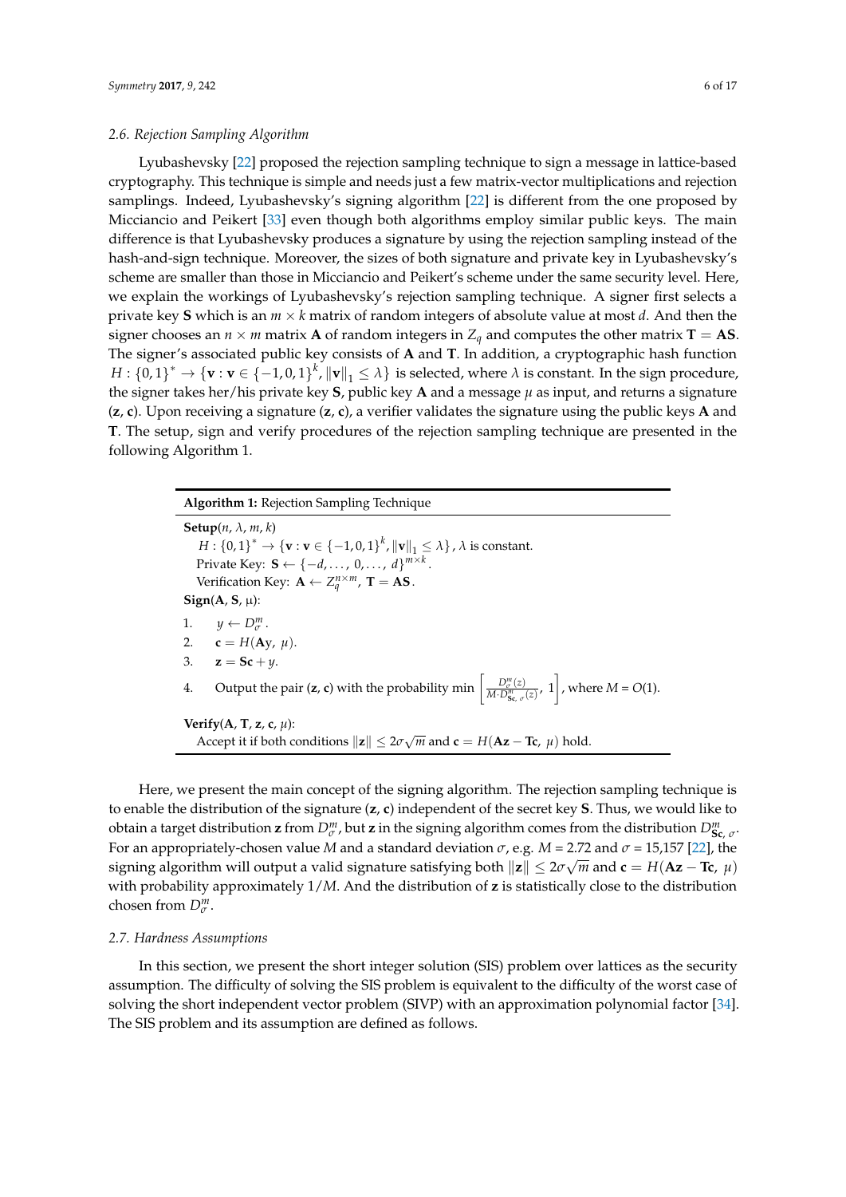### 2.6. Rejection Sampling Algorithm

Lyubashevsky [22] proposed the rejection sampling technique to sign a message in lattice-based cryptography. This technique is simple and needs just a few matrix-vector multiplications and rejection samplings. Indeed, Lyubashevsky's signing algorithm [22] is different from the one proposed by Micciancio and Peikert [33] even though both algorithms employ similar public keys. The main difference is that Lyubashevsky produces a signature by using the rejection sampling instead of the hash-and-sign technique. Moreover, the sizes of both signature and private key in Lyubashevsky's scheme are smaller than those in Micciancio and Peikert's scheme under the same security level. Here, we explain the workings of Lyubashevsky's rejection sampling technique. A signer first selects a private key $\mathbf{S}$ which is an $m \times k$ matrix of random integers of absolute value at most $d$. And then the signer chooses an $n \times m$ matrix $\mathbf{A}$ of random integers in $Z_q$ and computes the other matrix $\mathbf{T} = \mathbf{AS}$. The signer's associated public key consists of $\mathbf{A}$ and $\mathbf{T}$. In addition, a cryptographic hash function $H : \{0,1\}^* \rightarrow \{\mathbf{v} : \mathbf{v} \in \{-1,0,1\}^k, \|\mathbf{v}\|_1 \leq \lambda\}$ is selected, where $\lambda$ is constant. In the sign procedure, the signer takes her/his private key $\mathbf{S}$, public key $\mathbf{A}$ and a message $\mu$ as input, and returns a signature $(\mathbf{z}, \mathbf{c})$. Upon receiving a signature $(\mathbf{z}, \mathbf{c})$, a verifier validates the signature using the public keys $\mathbf{A}$ and $\mathbf{T}$. The setup, sign and verify procedures of the rejection sampling technique are presented in the following Algorithm 1.

---

**Algorithm 1:** Rejection Sampling Technique

---

**Setup**($n$, $\lambda$, $m$, $k$)

$H : \{0,1\}^* \rightarrow \{\mathbf{v} : \mathbf{v} \in \{-1,0,1\}^k, \|\mathbf{v}\|_1 \leq \lambda\}$, $\lambda$ is constant.

Private Key: $\mathbf{S} \leftarrow \{-d, \ldots, 0, \ldots, d\}^{m \times k}$.

Verification Key: $\mathbf{A} \leftarrow Z_q^{n \times m}$, $\mathbf{T} = \mathbf{AS}$.

**Sign**($\mathbf{A}$, $\mathbf{S}$, $\mu$):

1. $y \leftarrow D_\sigma^m$.
2. $\mathbf{c} = H(\mathbf{A}y,\ \mu)$.
3. $\mathbf{z} = \mathbf{Sc} + y$.
4. Output the pair $(\mathbf{z}, \mathbf{c})$ with the probability $\min\left[\frac{D_\sigma^m(z)}{M \cdot D_{\mathbf{Sc},\ \sigma}^m(z)},\ 1\right]$, where $M = O(1)$.

**Verify**($\mathbf{A}$, $\mathbf{T}$, $\mathbf{z}$, $\mathbf{c}$, $\mu$):

Accept it if both conditions $\|\mathbf{z}\| \leq 2\sigma\sqrt{m}$ and $\mathbf{c} = H(\mathbf{Az} - \mathbf{Tc},\ \mu)$ hold.

---

Here, we present the main concept of the signing algorithm. The rejection sampling technique is to enable the distribution of the signature $(\mathbf{z}, \mathbf{c})$ independent of the secret key $\mathbf{S}$. Thus, we would like to obtain a target distribution $\mathbf{z}$ from $D_\sigma^m$, but $\mathbf{z}$ in the signing algorithm comes from the distribution $D_{\mathbf{Sc},\ \sigma}^m$. For an appropriately-chosen value $M$ and a standard deviation $\sigma$, e.g. $M$ = 2.72 and $\sigma$ = 15,157 [22], the signing algorithm will output a valid signature satisfying both $\|\mathbf{z}\| \leq 2\sigma\sqrt{m}$ and $\mathbf{c} = H(\mathbf{Az} - \mathbf{Tc},\ \mu)$ with probability approximately $1/M$. And the distribution of $\mathbf{z}$ is statistically close to the distribution chosen from $D_\sigma^m$.

### 2.7. Hardness Assumptions

In this section, we present the short integer solution (SIS) problem over lattices as the security assumption. The difficulty of solving the SIS problem is equivalent to the difficulty of the worst case of solving the short independent vector problem (SIVP) with an approximation polynomial factor [34]. The SIS problem and its assumption are defined as follows.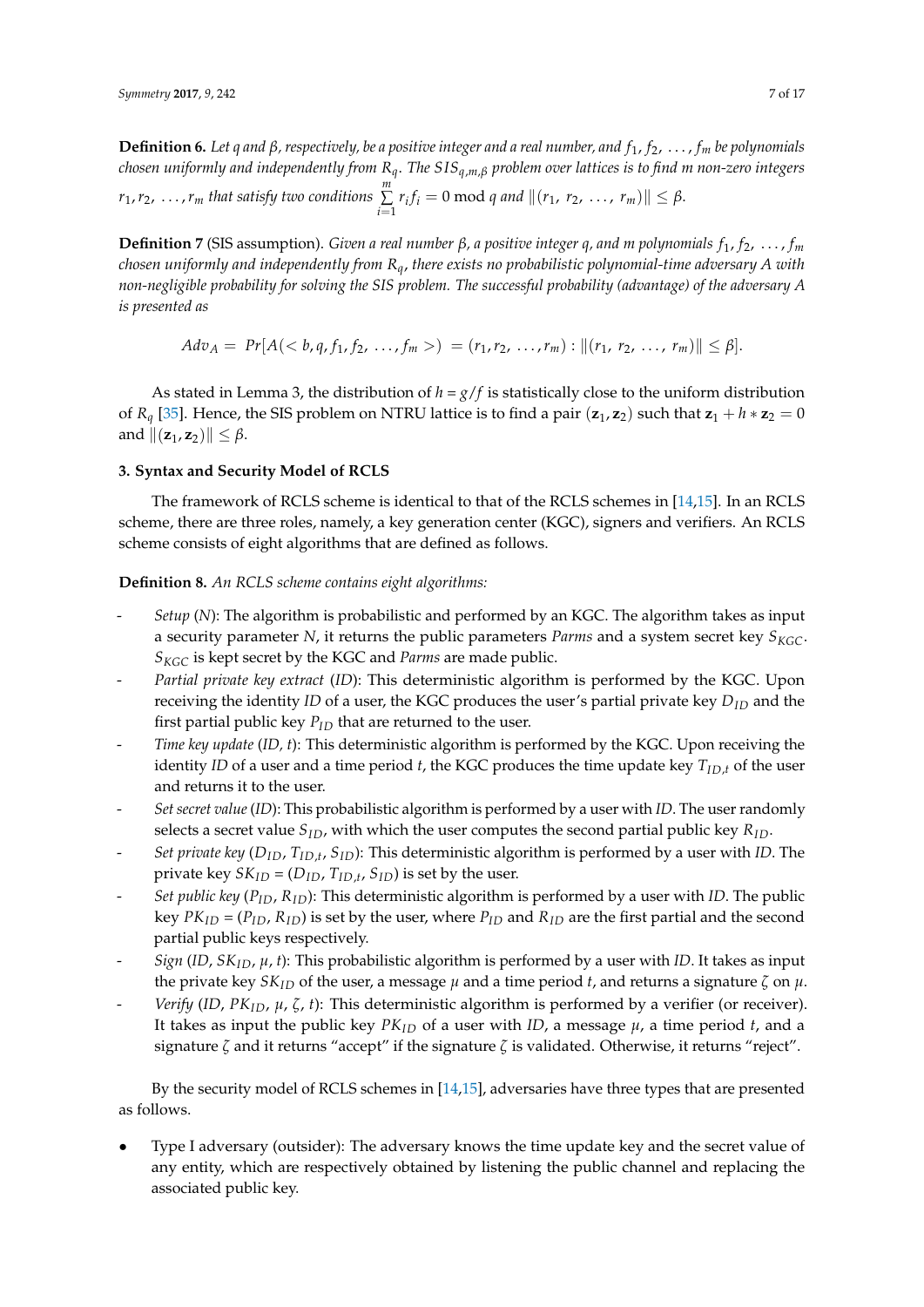**Definition 6.** *Let $q$ and $\beta$, respectively, be a positive integer and a real number, and $f_1, f_2, \ldots, f_m$ be polynomials chosen uniformly and independently from $R_q$. The $SIS_{q,m,\beta}$ problem over lattices is to find $m$ non-zero integers $r_1, r_2, \ldots, r_m$ that satisfy two conditions $\sum_{i=1}^{m} r_i f_i = 0 \bmod q$ and $\|(r_1, r_2, \ldots, r_m)\| \leq \beta$.*

**Definition 7** (SIS assumption). *Given a real number $\beta$, a positive integer $q$, and $m$ polynomials $f_1, f_2, \ldots, f_m$ chosen uniformly and independently from $R_q$, there exists no probabilistic polynomial-time adversary $A$ with non-negligible probability for solving the SIS problem. The successful probability (advantage) of the adversary $A$ is presented as*

$$Adv_A = Pr[A(< b, q, f_1, f_2, \ldots, f_m >) = (r_1, r_2, \ldots, r_m) : \|(r_1, r_2, \ldots, r_m)\| \leq \beta].$$

As stated in Lemma 3, the distribution of $h = g/f$ is statistically close to the uniform distribution of $R_q$ [35]. Hence, the SIS problem on NTRU lattice is to find a pair $(\mathbf{z}_1, \mathbf{z}_2)$ such that $\mathbf{z}_1 + h * \mathbf{z}_2 = 0$ and $\|(\mathbf{z}_1, \mathbf{z}_2)\| \leq \beta$.

## 3. Syntax and Security Model of RCLS

The framework of RCLS scheme is identical to that of the RCLS schemes in [14,15]. In an RCLS scheme, there are three roles, namely, a key generation center (KGC), signers and verifiers. An RCLS scheme consists of eight algorithms that are defined as follows.

**Definition 8.** *An RCLS scheme contains eight algorithms:*

- *Setup* ($N$): The algorithm is probabilistic and performed by an KGC. The algorithm takes as input a security parameter $N$, it returns the public parameters *Parms* and a system secret key $S_{KGC}$. $S_{KGC}$ is kept secret by the KGC and *Parms* are made public.
- *Partial private key extract* ($ID$): This deterministic algorithm is performed by the KGC. Upon receiving the identity $ID$ of a user, the KGC produces the user's partial private key $D_{ID}$ and the first partial public key $P_{ID}$ that are returned to the user.
- *Time key update* ($ID$, $t$): This deterministic algorithm is performed by the KGC. Upon receiving the identity $ID$ of a user and a time period $t$, the KGC produces the time update key $T_{ID,t}$ of the user and returns it to the user.
- *Set secret value* ($ID$): This probabilistic algorithm is performed by a user with $ID$. The user randomly selects a secret value $S_{ID}$, with which the user computes the second partial public key $R_{ID}$.
- *Set private key* ($D_{ID}$, $T_{ID,t}$, $S_{ID}$): This deterministic algorithm is performed by a user with $ID$. The private key $SK_{ID}$ = ($D_{ID}$, $T_{ID,t}$, $S_{ID}$) is set by the user.
- *Set public key* ($P_{ID}$, $R_{ID}$): This deterministic algorithm is performed by a user with $ID$. The public key $PK_{ID}$ = ($P_{ID}$, $R_{ID}$) is set by the user, where $P_{ID}$ and $R_{ID}$ are the first partial and the second partial public keys respectively.
- *Sign* ($ID$, $SK_{ID}$, $\mu$, $t$): This probabilistic algorithm is performed by a user with $ID$. It takes as input the private key $SK_{ID}$ of the user, a message $\mu$ and a time period $t$, and returns a signature $\zeta$ on $\mu$.
- *Verify* ($ID$, $PK_{ID}$, $\mu$, $\zeta$, $t$): This deterministic algorithm is performed by a verifier (or receiver). It takes as input the public key $PK_{ID}$ of a user with $ID$, a message $\mu$, a time period $t$, and a signature $\zeta$ and it returns "accept" if the signature $\zeta$ is validated. Otherwise, it returns "reject".

By the security model of RCLS schemes in [14,15], adversaries have three types that are presented as follows.

- Type I adversary (outsider): The adversary knows the time update key and the secret value of any entity, which are respectively obtained by listening the public channel and replacing the associated public key.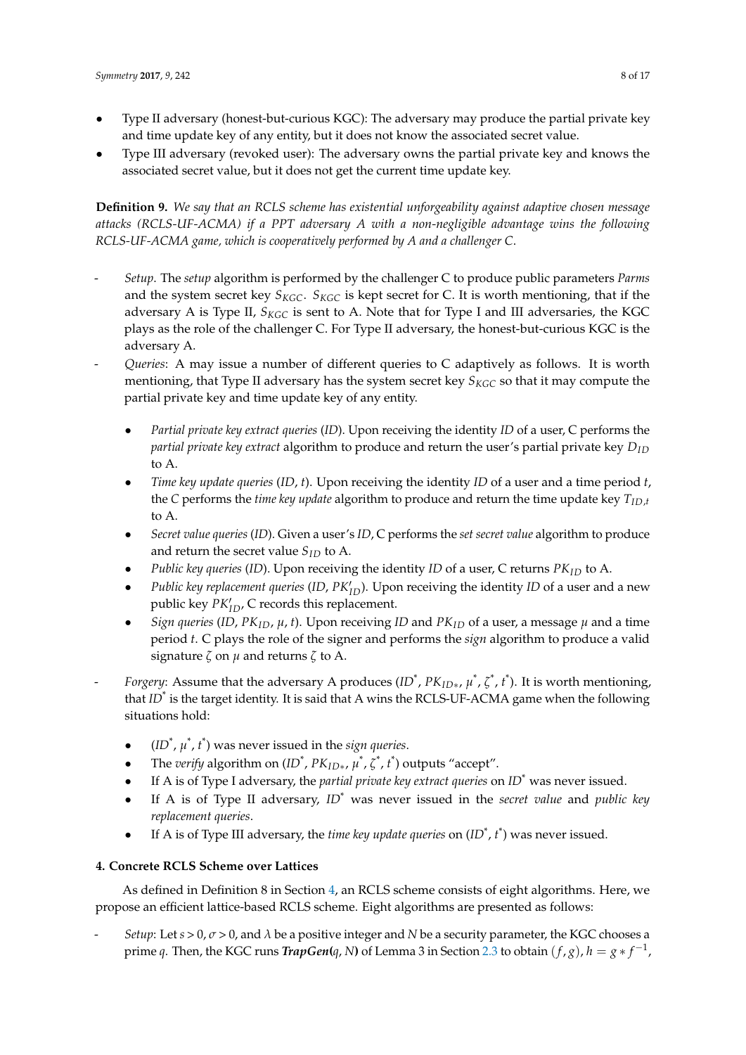- Type II adversary (honest-but-curious KGC): The adversary may produce the partial private key and time update key of any entity, but it does not know the associated secret value.
- Type III adversary (revoked user): The adversary owns the partial private key and knows the associated secret value, but it does not get the current time update key.

**Definition 9.** *We say that an RCLS scheme has existential unforgeability against adaptive chosen message attacks (RCLS-UF-ACMA) if a PPT adversary A with a non-negligible advantage wins the following RCLS-UF-ACMA game, which is cooperatively performed by A and a challenger C.*

- *Setup*. The *setup* algorithm is performed by the challenger C to produce public parameters *Parms* and the system secret key $S_{KGC}$. $S_{KGC}$ is kept secret for C. It is worth mentioning, that if the adversary A is Type II, $S_{KGC}$ is sent to A. Note that for Type I and III adversaries, the KGC plays as the role of the challenger C. For Type II adversary, the honest-but-curious KGC is the adversary A.
- *Queries*: A may issue a number of different queries to C adaptively as follows. It is worth mentioning, that Type II adversary has the system secret key $S_{KGC}$ so that it may compute the partial private key and time update key of any entity.
    - *Partial private key extract queries* (*ID*). Upon receiving the identity *ID* of a user, C performs the *partial private key extract* algorithm to produce and return the user's partial private key $D_{ID}$ to A.
    - *Time key update queries* (*ID*, *t*). Upon receiving the identity *ID* of a user and a time period *t*, the *C* performs the *time key update* algorithm to produce and return the time update key $T_{ID,t}$ to A.
    - *Secret value queries* (*ID*). Given a user's *ID*, C performs the *set secret value* algorithm to produce and return the secret value $S_{ID}$ to A.
    - *Public key queries* (*ID*). Upon receiving the identity *ID* of a user, C returns $PK_{ID}$ to A.
    - *Public key replacement queries* (*ID*, $PK'_{ID}$). Upon receiving the identity *ID* of a user and a new public key $PK'_{ID}$, C records this replacement.
    - *Sign queries* (*ID*, $PK_{ID}$, $\mu$, *t*). Upon receiving *ID* and $PK_{ID}$ of a user, a message $\mu$ and a time period *t*. C plays the role of the signer and performs the *sign* algorithm to produce a valid signature $\zeta$ on $\mu$ and returns $\zeta$ to A.
- *Forgery*: Assume that the adversary A produces ($ID^*$, $PK_{ID*}$, $\mu^*$, $\zeta^*$, $t^*$). It is worth mentioning, that $ID^*$ is the target identity. It is said that A wins the RCLS-UF-ACMA game when the following situations hold:
    - ($ID^*$, $\mu^*$, $t^*$) was never issued in the *sign queries*.
    - The *verify* algorithm on ($ID^*$, $PK_{ID*}$, $\mu^*$, $\zeta^*$, $t^*$) outputs "accept".
    - If A is of Type I adversary, the *partial private key extract queries* on $ID^*$ was never issued.
    - If A is of Type II adversary, $ID^*$ was never issued in the *secret value* and *public key replacement queries*.
    - If A is of Type III adversary, the *time key update queries* on ($ID^*$, $t^*$) was never issued.

## 4. Concrete RCLS Scheme over Lattices

As defined in Definition 8 in Section 4, an RCLS scheme consists of eight algorithms. Here, we propose an efficient lattice-based RCLS scheme. Eight algorithms are presented as follows:

- *Setup*: Let $s > 0$, $\sigma > 0$, and $\lambda$ be a positive integer and *N* be a security parameter, the KGC chooses a prime *q*. Then, the KGC runs ***TrapGen***(*q*, *N*) of Lemma 3 in Section 2.3 to obtain $(f, g)$, $h = g * f^{-1}$,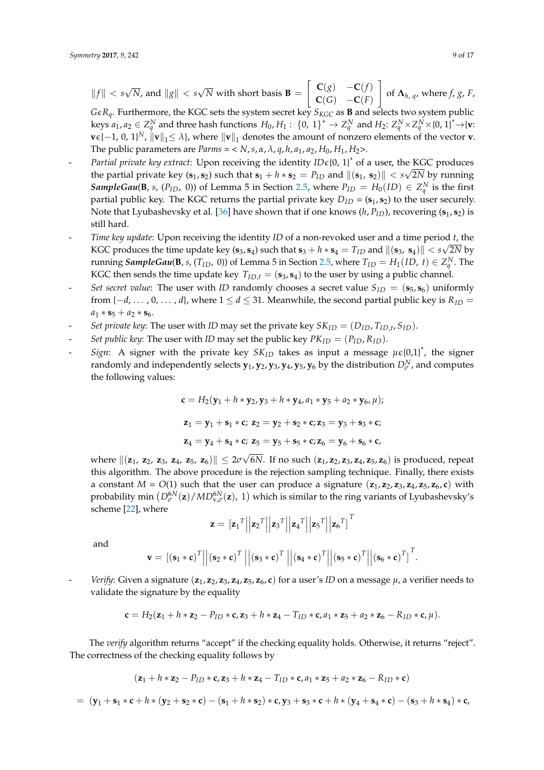$\|f\| < s\sqrt{N}$, and $\|g\| < s\sqrt{N}$ with short basis $\mathbf{B} = \begin{bmatrix} \mathbf{C}(g) & -\mathbf{C}(f) \\ \mathbf{C}(G) & -\mathbf{C}(F) \end{bmatrix}$ of $\mathbf{\Lambda}_{h,\,q}$, where $f$, $g$, $F$, $G \epsilon R_q$. Furthermore, the KGC sets the system secret key $S_{KGC}$ as $\mathbf{B}$ and selects two system public keys $a_1, a_2 \in Z_q^N$ and three hash functions $H_0, H_1$ : $\{0, 1\}^* \rightarrow Z_q^N$ and $H_2$: $Z_q^N \times Z_q^N \times \{0, 1\}^* \rightarrow \{\mathbf{v}$: $\mathbf{v} \epsilon \{-1, 0, 1\}^N$, $\|\mathbf{v}\|_1 \leq \lambda\}$, where $\|\mathbf{v}\|_1$ denotes the amount of nonzero elements of the vector $\mathbf{v}$. The public parameters are $Parms = < N, s, \alpha, \lambda, q, h, a_1, a_2, H_0, H_1, H_2 >$.

- *Partial private key extract*: Upon receiving the identity $ID \epsilon \{0, 1\}^*$ of a user, the KGC produces the partial private key $(\mathbf{s}_1, \mathbf{s}_2)$ such that $\mathbf{s}_1 + h * \mathbf{s}_2 = P_{ID}$ and $\|(\mathbf{s}_1,\ \mathbf{s}_2)\| < s\sqrt{2N}$ by running ***SampleGau***($\mathbf{B}$, $s$, ($P_{ID}$, 0)) of Lemma 5 in Section 2.5, where $P_{ID} = H_0(ID) \in Z_q^N$ is the first partial public key. The KGC returns the partial private key $D_{ID} = (\mathbf{s}_1, \mathbf{s}_2)$ to the user securely. Note that Lyubashevsky et al. [36] have shown that if one knows $(h, P_{ID})$, recovering $(\mathbf{s}_1, \mathbf{s}_2)$ is still hard.
- *Time key update*: Upon receiving the identity $ID$ of a non-revoked user and a time period $t$, the KGC produces the time update key $(\mathbf{s}_3, \mathbf{s}_4)$ such that $\mathbf{s}_3 + h * \mathbf{s}_4 = T_{ID}$ and $\|(\mathbf{s}_3,\ \mathbf{s}_4)\| < s\sqrt{2N}$ by running ***SampleGau***($\mathbf{B}$, $s$, ($T_{ID}$, 0)) of Lemma 5 in Section 2.5, where $T_{ID} = H_1(ID,\ t) \in Z_q^N$. The KGC then sends the time update key $T_{ID,t} = (\mathbf{s}_3, \mathbf{s}_4)$ to the user by using a public channel.
- *Set secret value*: The user with $ID$ randomly chooses a secret value $S_{ID} = (\mathbf{s}_5, \mathbf{s}_6)$ uniformly from $\{-d, \ldots, 0, \ldots, d\}$, where $1 \leq d \leq 31$. Meanwhile, the second partial public key is $R_{ID} = a_1 * \mathbf{s}_5 + a_2 * \mathbf{s}_6$.
- *Set private key*: The user with $ID$ may set the private key $SK_{ID} = (D_{ID}, T_{ID,t}, S_{ID})$.
- *Set public key*: The user with $ID$ may set the public key $PK_{ID} = (P_{ID}, R_{ID})$.
- *Sign*: A signer with the private key $SK_{ID}$ takes as input a message $\mu \epsilon \{0,1\}^*$, the signer randomly and independently selects $\mathbf{y}_1, \mathbf{y}_2, \mathbf{y}_3, \mathbf{y}_4, \mathbf{y}_5, \mathbf{y}_6$ by the distribution $D_\sigma^N$, and computes the following values:

$$\mathbf{c} = H_2(\mathbf{y}_1 + h * \mathbf{y}_2, \mathbf{y}_3 + h * \mathbf{y}_4, a_1 * \mathbf{y}_5 + a_2 * \mathbf{y}_6, \mu);$$

$$\mathbf{z}_1 = \mathbf{y}_1 + \mathbf{s}_1 * \mathbf{c};\ \mathbf{z}_2 = \mathbf{y}_2 + \mathbf{s}_2 * \mathbf{c}; \mathbf{z}_3 = \mathbf{y}_3 + \mathbf{s}_3 * \mathbf{c};$$

$$\mathbf{z}_4 = \mathbf{y}_4 + \mathbf{s}_4 * \mathbf{c};\ \mathbf{z}_5 = \mathbf{y}_5 + \mathbf{s}_5 * \mathbf{c}; \mathbf{z}_6 = \mathbf{y}_6 + \mathbf{s}_6 * \mathbf{c},$$

where $\|(\mathbf{z}_1,\ \mathbf{z}_2,\ \mathbf{z}_3,\ \mathbf{z}_4,\ \mathbf{z}_5,\ \mathbf{z}_6)\| \leq 2\sigma\sqrt{6N}$. If no such $(\mathbf{z}_1, \mathbf{z}_2, \mathbf{z}_3, \mathbf{z}_4, \mathbf{z}_5, \mathbf{z}_6)$ is produced, repeat this algorithm. The above procedure is the rejection sampling technique. Finally, there exists a constant $M = O(1)$ such that the user can produce a signature $(\mathbf{z}_1, \mathbf{z}_2, \mathbf{z}_3, \mathbf{z}_4, \mathbf{z}_5, \mathbf{z}_6, \mathbf{c})$ with probability $\min\left(D_\sigma^{6N}(\mathbf{z})/MD_{\mathbf{v},\sigma}^{6N}(\mathbf{z}),\ 1\right)$ which is similar to the ring variants of Lyubashevsky's scheme [22], where

$$\mathbf{z} = \left[\mathbf{z_1}^T \middle|\middle| \mathbf{z_2}^T \middle|\middle| \mathbf{z_3}^T \middle|\middle| \mathbf{z_4}^T \middle|\middle| \mathbf{z_5}^T \middle|\middle| \mathbf{z_6}^T\right]^T$$

and

$$\mathbf{v} = \left[(\mathbf{s}_1 * \mathbf{c})^T \middle|\middle| (\mathbf{s}_2 * \mathbf{c})^T \middle|\middle| (\mathbf{s}_3 * \mathbf{c})^T \middle|\middle| (\mathbf{s}_4 * \mathbf{c})^T \middle|\middle| (\mathbf{s}_5 * \mathbf{c})^T \middle|\middle| (\mathbf{s}_6 * \mathbf{c})^T\right]^T.$$

- *Verify*: Given a signature $(\mathbf{z}_1, \mathbf{z}_2, \mathbf{z}_3, \mathbf{z}_4, \mathbf{z}_5, \mathbf{z}_6, \mathbf{c})$ for a user's $ID$ on a message $\mu$, a verifier needs to validate the signature by the equality

$$\mathbf{c} = H_2(\mathbf{z}_1 + h * \mathbf{z}_2 - P_{ID} * \mathbf{c}, \mathbf{z}_3 + h * \mathbf{z}_4 - T_{ID} * \mathbf{c}, a_1 * \mathbf{z}_5 + a_2 * \mathbf{z}_6 - R_{ID} * \mathbf{c}, \mu).$$

The *verify* algorithm returns "accept" if the checking equality holds. Otherwise, it returns "reject". The correctness of the checking equality follows by

$$(\mathbf{z}_1 + h * \mathbf{z}_2 - P_{ID} * \mathbf{c}, \mathbf{z}_3 + h * \mathbf{z}_4 - T_{ID} * \mathbf{c}, a_1 * \mathbf{z}_5 + a_2 * \mathbf{z}_6 - R_{ID} * \mathbf{c})$$

$$= (\mathbf{y}_1 + \mathbf{s}_1 * \mathbf{c} + h * (\mathbf{y}_2 + \mathbf{s}_2 * \mathbf{c}) - (\mathbf{s}_1 + h * \mathbf{s}_2) * \mathbf{c}, \mathbf{y}_3 + \mathbf{s}_3 * \mathbf{c} + h * (\mathbf{y}_4 + \mathbf{s}_4 * \mathbf{c}) - (\mathbf{s}_3 + h * \mathbf{s}_4) * \mathbf{c},$$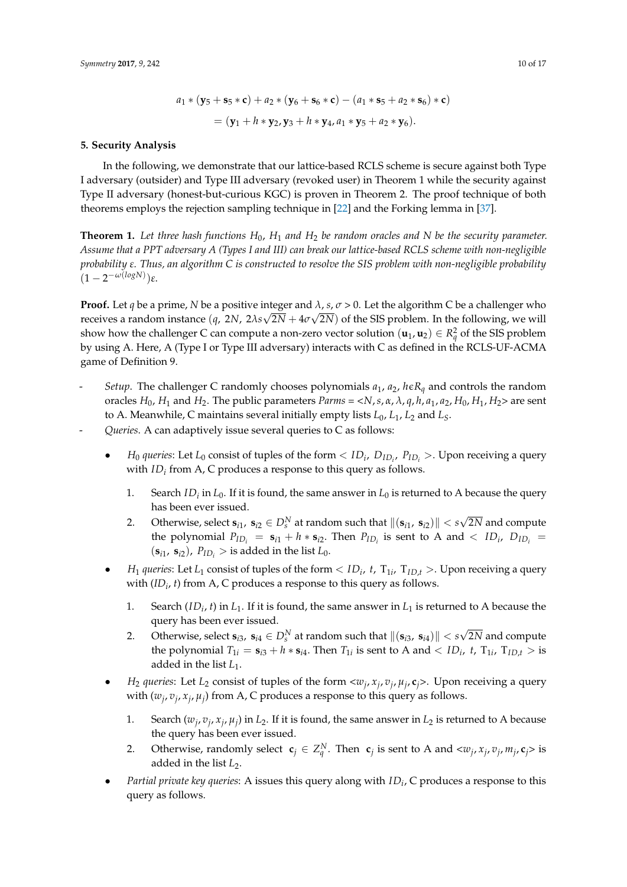$$a_1 * (\mathbf{y}_5 + \mathbf{s}_5 * \mathbf{c}) + a_2 * (\mathbf{y}_6 + \mathbf{s}_6 * \mathbf{c}) - (a_1 * \mathbf{s}_5 + a_2 * \mathbf{s}_6) * \mathbf{c})$$
$$= (\mathbf{y}_1 + h * \mathbf{y}_2, \mathbf{y}_3 + h * \mathbf{y}_4, a_1 * \mathbf{y}_5 + a_2 * \mathbf{y}_6).$$

## 5. Security Analysis

In the following, we demonstrate that our lattice-based RCLS scheme is secure against both Type I adversary (outsider) and Type III adversary (revoked user) in Theorem 1 while the security against Type II adversary (honest-but-curious KGC) is proven in Theorem 2. The proof technique of both theorems employs the rejection sampling technique in [22] and the Forking lemma in [37].

**Theorem 1.** *Let three hash functions $H_0$, $H_1$ and $H_2$ be random oracles and $N$ be the security parameter. Assume that a PPT adversary A (Types I and III) can break our lattice-based RCLS scheme with non-negligible probability $\varepsilon$. Thus, an algorithm C is constructed to resolve the SIS problem with non-negligible probability $(1 - 2^{-\omega(logN)})\varepsilon$.*

**Proof.** Let $q$ be a prime, $N$ be a positive integer and $\lambda, s, \sigma > 0$. Let the algorithm C be a challenger who receives a random instance $(q,\ 2N,\ 2\lambda s\sqrt{2N} + 4\sigma\sqrt{2N})$ of the SIS problem. In the following, we will show how the challenger C can compute a non-zero vector solution $(\mathbf{u}_1, \mathbf{u}_2) \in R_q^2$ of the SIS problem by using A. Here, A (Type I or Type III adversary) interacts with C as defined in the RCLS-UF-ACMA game of Definition 9.

- *Setup*. The challenger C randomly chooses polynomials $a_1$, $a_2$, $h \epsilon R_q$ and controls the random oracles $H_0$, $H_1$ and $H_2$. The public parameters $Parms = <N, s, \alpha, \lambda, q, h, a_1, a_2, H_0, H_1, H_2>$ are sent to A. Meanwhile, C maintains several initially empty lists $L_0$, $L_1$, $L_2$ and $L_S$.
- *Queries*. A can adaptively issue several queries to C as follows:
  - *$H_0$ queries*: Let $L_0$ consist of tuples of the form $< ID_i,\ D_{ID_i},\ P_{ID_i} >$. Upon receiving a query with $ID_i$ from A, C produces a response to this query as follows.
    1. Search $ID_i$ in $L_0$. If it is found, the same answer in $L_0$ is returned to A because the query has been ever issued.
    2. Otherwise, select $\mathbf{s}_{i1},\ \mathbf{s}_{i2} \in D_s^N$ at random such that $\|(\mathbf{s}_{i1},\ \mathbf{s}_{i2})\| < s\sqrt{2N}$ and compute the polynomial $P_{ID_i} = \mathbf{s}_{i1} + h * \mathbf{s}_{i2}$. Then $P_{ID_i}$ is sent to A and $< ID_i,\ D_{ID_i} = (\mathbf{s}_{i1},\ \mathbf{s}_{i2}),\ P_{ID_i} >$ is added in the list $L_0$.
  - *$H_1$ queries*: Let $L_1$ consist of tuples of the form $< ID_i,\ t,\ \mathrm{T}_{1i},\ \mathrm{T}_{ID,t} >$. Upon receiving a query with $(ID_i, t)$ from A, C produces a response to this query as follows.
    1. Search $(ID_i, t)$ in $L_1$. If it is found, the same answer in $L_1$ is returned to A because the query has been ever issued.
    2. Otherwise, select $\mathbf{s}_{i3},\ \mathbf{s}_{i4} \in D_s^N$ at random such that $\|(\mathbf{s}_{i3},\ \mathbf{s}_{i4})\| < s\sqrt{2N}$ and compute the polynomial $T_{1i} = \mathbf{s}_{i3} + h * \mathbf{s}_{i4}$. Then $T_{1i}$ is sent to A and $< ID_i,\ t,\ \mathrm{T}_{1i},\ \mathrm{T}_{ID,t} >$ is added in the list $L_1$.
  - *$H_2$ queries*: Let $L_2$ consist of tuples of the form $<w_j, x_j, v_j, \mu_j, \mathbf{c}_j>$. Upon receiving a query with $(w_j, v_j, x_j, \mu_j)$ from A, C produces a response to this query as follows.
    1. Search $(w_j, v_j, x_j, \mu_j)$ in $L_2$. If it is found, the same answer in $L_2$ is returned to A because the query has been ever issued.
    2. Otherwise, randomly select $\mathbf{c}_j \in Z_q^N$. Then $\mathbf{c}_j$ is sent to A and $<w_j, x_j, v_j, m_j, \mathbf{c}_j>$ is added in the list $L_2$.
  - *Partial private key queries*: A issues this query along with $ID_i$, C produces a response to this query as follows.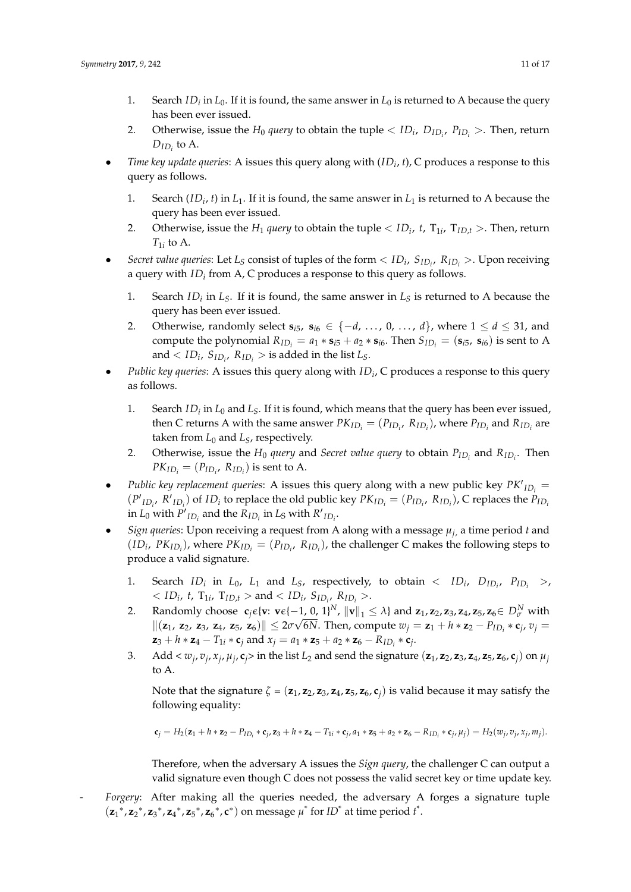1. Search $ID_i$ in $L_0$. If it is found, the same answer in $L_0$ is returned to A because the query has been ever issued.
2. Otherwise, issue the $H_0$ *query* to obtain the tuple $< ID_i,\ D_{ID_i},\ P_{ID_i} >$. Then, return $D_{ID_i}$ to A.

- *Time key update queries*: A issues this query along with $(ID_i, t)$, C produces a response to this query as follows.
    1. Search $(ID_i, t)$ in $L_1$. If it is found, the same answer in $L_1$ is returned to A because the query has been ever issued.
    2. Otherwise, issue the $H_1$ *query* to obtain the tuple $< ID_i,\ t,\ \mathrm{T}_{1i},\ \mathrm{T}_{ID,t} >$. Then, return $T_{1i}$ to A.
- *Secret value queries*: Let $L_S$ consist of tuples of the form $< ID_i,\ S_{ID_i},\ R_{ID_i} >$. Upon receiving a query with $ID_i$ from A, C produces a response to this query as follows.
    1. Search $ID_i$ in $L_S$. If it is found, the same answer in $L_S$ is returned to A because the query has been ever issued.
    2. Otherwise, randomly select $\mathbf{s}_{i5},\ \mathbf{s}_{i6} \in \{-d,\ \ldots,\ 0,\ \ldots,\ d\}$, where $1 \leq d \leq 31$, and compute the polynomial $R_{ID_i} = a_1 * \mathbf{s}_{i5} + a_2 * \mathbf{s}_{i6}$. Then $S_{ID_i} = (\mathbf{s}_{i5},\ \mathbf{s}_{i6})$ is sent to A and $< ID_i,\ S_{ID_i},\ R_{ID_i} >$ is added in the list $L_S$.
- *Public key queries*: A issues this query along with $ID_i$, C produces a response to this query as follows.
    1. Search $ID_i$ in $L_0$ and $L_S$. If it is found, which means that the query has been ever issued, then C returns A with the same answer $PK_{ID_i} = (P_{ID_i},\ R_{ID_i})$, where $P_{ID_i}$ and $R_{ID_i}$ are taken from $L_0$ and $L_S$, respectively.
    2. Otherwise, issue the $H_0$ *query* and *Secret value query* to obtain $P_{ID_i}$ and $R_{ID_i}$. Then $PK_{ID_i} = (P_{ID_i},\ R_{ID_i})$ is sent to A.
- *Public key replacement queries*: A issues this query along with a new public key $PK'_{ID_i} = (P'_{ID_i},\ R'_{ID_i})$ of $ID_i$ to replace the old public key $PK_{ID_i} = (P_{ID_i},\ R_{ID_i})$, C replaces the $P_{ID_i}$ in $L_0$ with $P'_{ID_i}$ and the $R_{ID_i}$ in $L_S$ with $R'_{ID_i}$.
- *Sign queries*: Upon receiving a request from A along with a message $\mu_j$, a time period $t$ and $(ID_i,\ PK_{ID_i})$, where $PK_{ID_i} = (P_{ID_i},\ R_{ID_i})$, the challenger C makes the following steps to produce a valid signature.
    1. Search $ID_i$ in $L_0$, $L_1$ and $L_S$, respectively, to obtain $< ID_i,\ D_{ID_i},\ P_{ID_i} >$, $< ID_i,\ t,\ \mathrm{T}_{1i},\ \mathrm{T}_{ID,t} >$ and $< ID_i,\ S_{ID_i},\ R_{ID_i} >$.
    2. Randomly choose $\mathbf{c}_j \epsilon \{\mathbf{v}\colon\ \mathbf{v} \epsilon \{-1,\ 0,\ 1\}^N,\ \|\mathbf{v}\|_1 \leq \lambda\}$ and $\mathbf{z}_1, \mathbf{z}_2, \mathbf{z}_3, \mathbf{z}_4, \mathbf{z}_5, \mathbf{z}_6 \in D_\sigma^N$ with $\|(\mathbf{z}_1,\ \mathbf{z}_2,\ \mathbf{z}_3,\ \mathbf{z}_4,\ \mathbf{z}_5,\ \mathbf{z}_6)\| \leq 2\sigma\sqrt{6N}$. Then, compute $w_j = \mathbf{z}_1 + h * \mathbf{z}_2 - P_{ID_i} * \mathbf{c}_j$, $v_j = \mathbf{z}_3 + h * \mathbf{z}_4 - T_{1i} * \mathbf{c}_j$ and $x_j = a_1 * \mathbf{z}_5 + a_2 * \mathbf{z}_6 - R_{ID_i} * \mathbf{c}_j$.
    3. Add $< w_j, v_j, x_j, \mu_j, \mathbf{c}_j >$ in the list $L_2$ and send the signature $(\mathbf{z}_1, \mathbf{z}_2, \mathbf{z}_3, \mathbf{z}_4, \mathbf{z}_5, \mathbf{z}_6, \mathbf{c}_j)$ on $\mu_j$ to A.

    Note that the signature $\zeta = (\mathbf{z}_1, \mathbf{z}_2, \mathbf{z}_3, \mathbf{z}_4, \mathbf{z}_5, \mathbf{z}_6, \mathbf{c}_j)$ is valid because it may satisfy the following equality:

    $$\mathbf{c}_j = H_2(\mathbf{z}_1 + h * \mathbf{z}_2 - P_{ID_i} * \mathbf{c}_j, \mathbf{z}_3 + h * \mathbf{z}_4 - T_{1i} * \mathbf{c}_j, a_1 * \mathbf{z}_5 + a_2 * \mathbf{z}_6 - R_{ID_i} * \mathbf{c}_j, \mu_j) = H_2(w_j, v_j, x_j, m_j).$$

    Therefore, when the adversary A issues the *Sign query*, the challenger C can output a valid signature even though C does not possess the valid secret key or time update key.

- *Forgery*: After making all the queries needed, the adversary A forges a signature tuple $(\mathbf{z}_1{}^*, \mathbf{z}_2{}^*, \mathbf{z}_3{}^*, \mathbf{z}_4{}^*, \mathbf{z}_5{}^*, \mathbf{z}_6{}^*, \mathbf{c}^*)$ on message $\mu^*$ for $ID^*$ at time period $t^*$.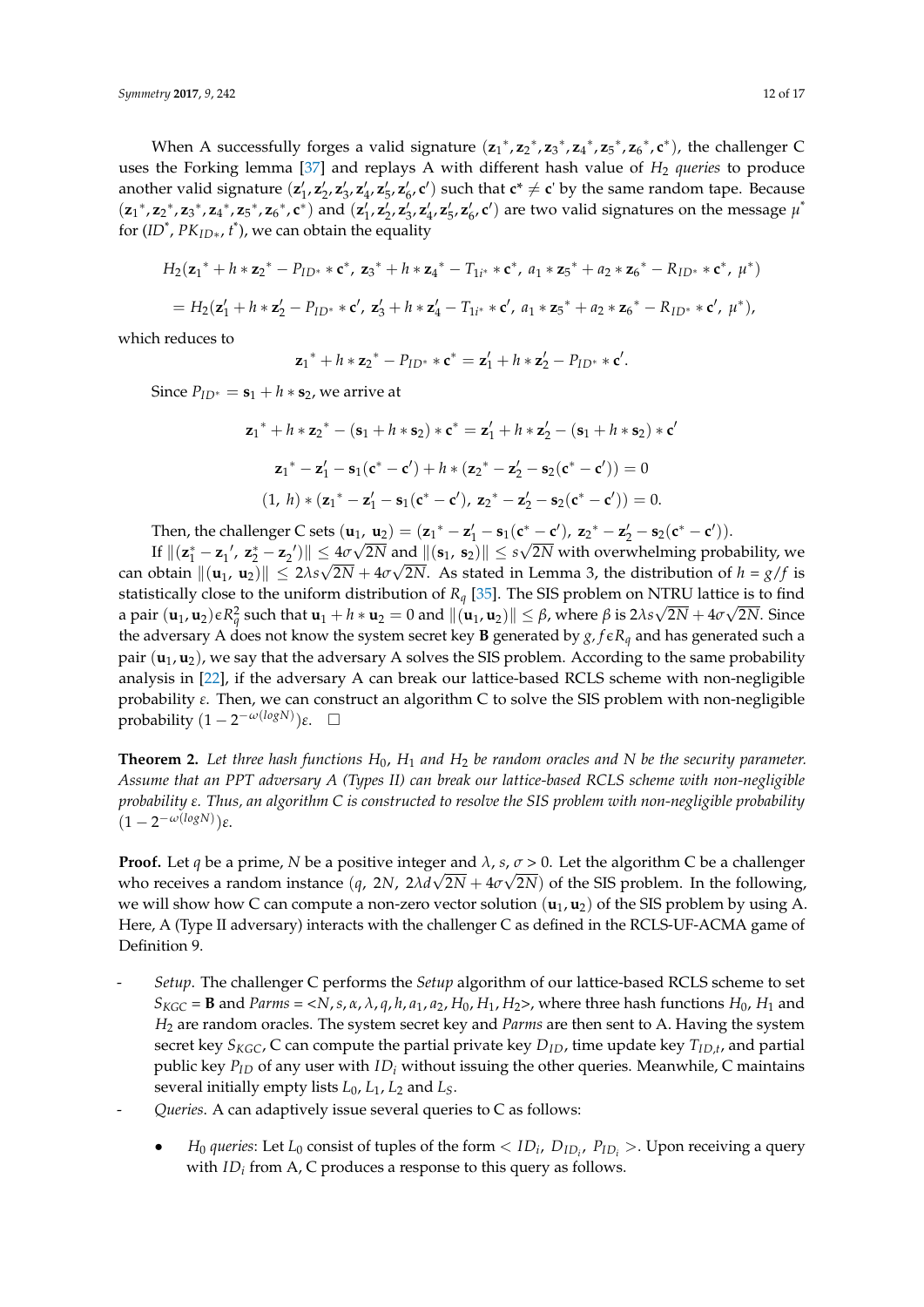When A successfully forges a valid signature $(\mathbf{z}_1{}^*, \mathbf{z}_2{}^*, \mathbf{z}_3{}^*, \mathbf{z}_4{}^*, \mathbf{z}_5{}^*, \mathbf{z}_6{}^*, \mathbf{c}^*)$, the challenger C uses the Forking lemma [37] and replays A with different hash value of $H_2$ *queries* to produce another valid signature $(\mathbf{z}_1', \mathbf{z}_2', \mathbf{z}_3', \mathbf{z}_4', \mathbf{z}_5', \mathbf{z}_6', \mathbf{c}')$ such that $\mathbf{c}^* \neq \mathbf{c}'$ by the same random tape. Because $(\mathbf{z}_1{}^*, \mathbf{z}_2{}^*, \mathbf{z}_3{}^*, \mathbf{z}_4{}^*, \mathbf{z}_5{}^*, \mathbf{z}_6{}^*, \mathbf{c}^*)$ and $(\mathbf{z}_1', \mathbf{z}_2', \mathbf{z}_3', \mathbf{z}_4', \mathbf{z}_5', \mathbf{z}_6', \mathbf{c}')$ are two valid signatures on the message $\mu^*$ for $(ID^*, PK_{ID*}, t^*)$, we can obtain the equality

$$H_2(\mathbf{z}_1{}^* + h * \mathbf{z}_2{}^* - P_{ID^*} * \mathbf{c}^*,\ \mathbf{z}_3{}^* + h * \mathbf{z}_4{}^* - T_{1i^*} * \mathbf{c}^*,\ a_1 * \mathbf{z}_5{}^* + a_2 * \mathbf{z}_6{}^* - R_{ID^*} * \mathbf{c}^*,\ \mu^*)$$

$$= H_2(\mathbf{z}_1' + h * \mathbf{z}_2' - P_{ID^*} * \mathbf{c}',\ \mathbf{z}_3' + h * \mathbf{z}_4' - T_{1i^*} * \mathbf{c}',\ a_1 * \mathbf{z}_5{}^* + a_2 * \mathbf{z}_6{}^* - R_{ID^*} * \mathbf{c}',\ \mu^*),$$

which reduces to

$$\mathbf{z}_1{}^* + h * \mathbf{z}_2{}^* - P_{ID^*} * \mathbf{c}^* = \mathbf{z}_1' + h * \mathbf{z}_2' - P_{ID^*} * \mathbf{c}'.$$

Since $P_{ID^*} = \mathbf{s}_1 + h * \mathbf{s}_2$, we arrive at

$$\mathbf{z}_1{}^* + h * \mathbf{z}_2{}^* - (\mathbf{s}_1 + h * \mathbf{s}_2) * \mathbf{c}^* = \mathbf{z}_1' + h * \mathbf{z}_2' - (\mathbf{s}_1 + h * \mathbf{s}_2) * \mathbf{c}'$$

$$\mathbf{z}_1{}^* - \mathbf{z}_1' - \mathbf{s}_1(\mathbf{c}^* - \mathbf{c}') + h * (\mathbf{z}_2{}^* - \mathbf{z}_2' - \mathbf{s}_2(\mathbf{c}^* - \mathbf{c}')) = 0$$

$$(1,\ h) * (\mathbf{z}_1{}^* - \mathbf{z}_1' - \mathbf{s}_1(\mathbf{c}^* - \mathbf{c}'),\ \mathbf{z}_2{}^* - \mathbf{z}_2' - \mathbf{s}_2(\mathbf{c}^* - \mathbf{c}')) = 0.$$

Then, the challenger C sets $(\mathbf{u}_1,\ \mathbf{u}_2) = (\mathbf{z}_1{}^* - \mathbf{z}_1' - \mathbf{s}_1(\mathbf{c}^* - \mathbf{c}'),\ \mathbf{z}_2{}^* - \mathbf{z}_2' - \mathbf{s}_2(\mathbf{c}^* - \mathbf{c}'))$.

If $\|(\mathbf{z}_1^* - \mathbf{z}_1{}',\ \mathbf{z}_2^* - \mathbf{z}_2{}')\| \leq 4\sigma\sqrt{2N}$ and $\|(\mathbf{s}_1,\ \mathbf{s}_2)\| \leq s\sqrt{2N}$ with overwhelming probability, we can obtain $\|(\mathbf{u}_1,\ \mathbf{u}_2)\| \leq 2\lambda s\sqrt{2N} + 4\sigma\sqrt{2N}$. As stated in Lemma 3, the distribution of $h = g/f$ is statistically close to the uniform distribution of $R_q$ [35]. The SIS problem on NTRU lattice is to find a pair $(\mathbf{u}_1, \mathbf{u}_2) \epsilon R_q^2$ such that $\mathbf{u}_1 + h * \mathbf{u}_2 = 0$ and $\|(\mathbf{u}_1, \mathbf{u}_2)\| \leq \beta$, where $\beta$ is $2\lambda s\sqrt{2N} + 4\sigma\sqrt{2N}$. Since the adversary A does not know the system secret key $\mathbf{B}$ generated by $g, f \epsilon R_q$ and has generated such a pair $(\mathbf{u}_1, \mathbf{u}_2)$, we say that the adversary A solves the SIS problem. According to the same probability analysis in [22], if the adversary A can break our lattice-based RCLS scheme with non-negligible probability $\varepsilon$. Then, we can construct an algorithm C to solve the SIS problem with non-negligible probability $(1 - 2^{-\omega(logN)})\varepsilon$. $\square$

**Theorem 2.** *Let three hash functions $H_0$, $H_1$ and $H_2$ be random oracles and $N$ be the security parameter. Assume that an PPT adversary A (Types II) can break our lattice-based RCLS scheme with non-negligible probability $\varepsilon$. Thus, an algorithm C is constructed to resolve the SIS problem with non-negligible probability $(1 - 2^{-\omega(logN)})\varepsilon$.*

**Proof.** Let $q$ be a prime, $N$ be a positive integer and $\lambda$, $s$, $\sigma > 0$. Let the algorithm C be a challenger who receives a random instance $(q,\ 2N,\ 2\lambda d\sqrt{2N} + 4\sigma\sqrt{2N})$ of the SIS problem. In the following, we will show how C can compute a non-zero vector solution $(\mathbf{u}_1, \mathbf{u}_2)$ of the SIS problem by using A. Here, A (Type II adversary) interacts with the challenger C as defined in the RCLS-UF-ACMA game of Definition 9.

- *Setup*. The challenger C performs the *Setup* algorithm of our lattice-based RCLS scheme to set $S_{KGC}$ = $\mathbf{B}$ and *Parms* = $<N, s, \alpha, \lambda, q, h, a_1, a_2, H_0, H_1, H_2>$, where three hash functions $H_0$, $H_1$ and $H_2$ are random oracles. The system secret key and *Parms* are then sent to A. Having the system secret key $S_{KGC}$, C can compute the partial private key $D_{ID}$, time update key $T_{ID,t}$, and partial public key $P_{ID}$ of any user with $ID_i$ without issuing the other queries. Meanwhile, C maintains several initially empty lists $L_0$, $L_1$, $L_2$ and $L_S$.
- *Queries*. A can adaptively issue several queries to C as follows:
  - $H_0$ *queries*: Let $L_0$ consist of tuples of the form $<ID_i,\ D_{ID_i},\ P_{ID_i}>$. Upon receiving a query with $ID_i$ from A, C produces a response to this query as follows.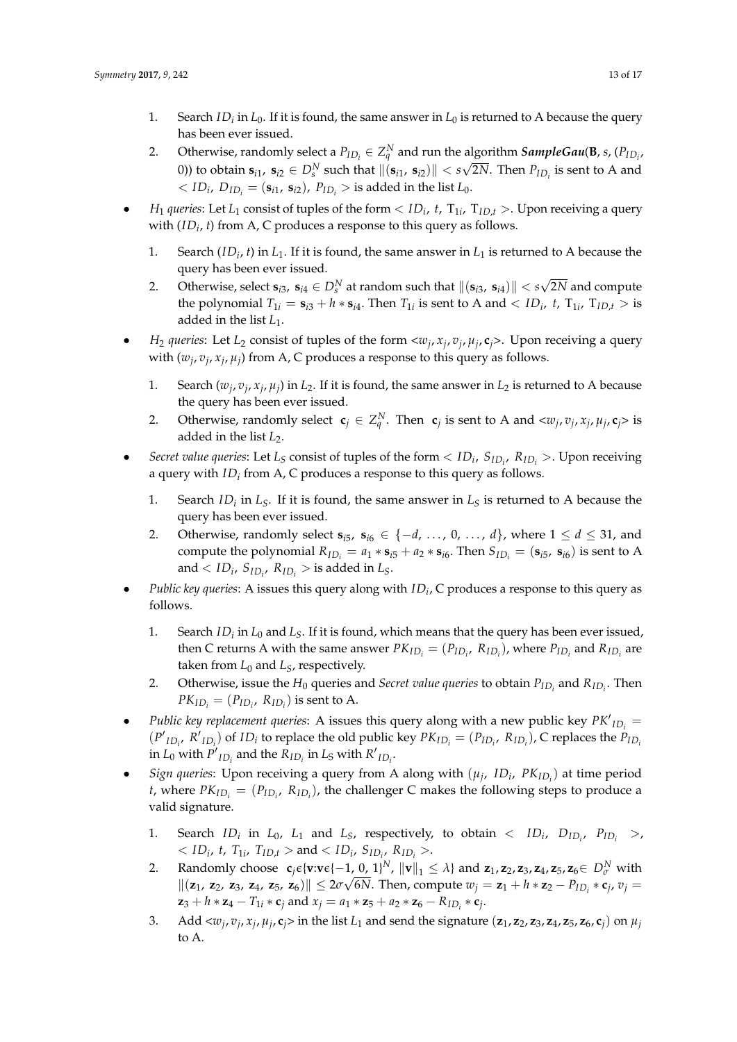1. Search $ID_i$ in $L_0$. If it is found, the same answer in $L_0$ is returned to A because the query has been ever issued.
2. Otherwise, randomly select a $P_{ID_i} \in Z_q^N$ and run the algorithm ***SampleGau***($\mathbf{B}$, $s$, ($P_{ID_i}$, 0)) to obtain $\mathbf{s}_{i1}$, $\mathbf{s}_{i2} \in D_s^N$ such that $\|(\mathbf{s}_{i1}, \mathbf{s}_{i2})\| < s\sqrt{2N}$. Then $P_{ID_i}$ is sent to A and $< ID_i, D_{ID_i} = (\mathbf{s}_{i1}, \mathbf{s}_{i2}), P_{ID_i} >$ is added in the list $L_0$.

- *$H_1$ queries*: Let $L_1$ consist of tuples of the form $< ID_i, t, \mathrm{T}_{1i}, \mathrm{T}_{ID,t} >$. Upon receiving a query with ($ID_i$, $t$) from A, C produces a response to this query as follows.
    1. Search ($ID_i$, $t$) in $L_1$. If it is found, the same answer in $L_1$ is returned to A because the query has been ever issued.
    2. Otherwise, select $\mathbf{s}_{i3}$, $\mathbf{s}_{i4} \in D_s^N$ at random such that $\|(\mathbf{s}_{i3}, \mathbf{s}_{i4})\| < s\sqrt{2N}$ and compute the polynomial $T_{1i} = \mathbf{s}_{i3} + h * \mathbf{s}_{i4}$. Then $T_{1i}$ is sent to A and $< ID_i, t, \mathrm{T}_{1i}, \mathrm{T}_{ID,t} >$ is added in the list $L_1$.
- *$H_2$ queries*: Let $L_2$ consist of tuples of the form $<w_j, x_j, v_j, \mu_j, \mathbf{c}_j>$. Upon receiving a query with ($w_j, v_j, x_j, \mu_j$) from A, C produces a response to this query as follows.
    1. Search ($w_j, v_j, x_j, \mu_j$) in $L_2$. If it is found, the same answer in $L_2$ is returned to A because the query has been ever issued.
    2. Otherwise, randomly select $\mathbf{c}_j \in Z_q^N$. Then $\mathbf{c}_j$ is sent to A and $<w_j, v_j, x_j, \mu_j, \mathbf{c}_j>$ is added in the list $L_2$.
- *Secret value queries*: Let $L_S$ consist of tuples of the form $< ID_i, S_{ID_i}, R_{ID_i} >$. Upon receiving a query with $ID_i$ from A, C produces a response to this query as follows.
    1. Search $ID_i$ in $L_S$. If it is found, the same answer in $L_S$ is returned to A because the query has been ever issued.
    2. Otherwise, randomly select $\mathbf{s}_{i5}$, $\mathbf{s}_{i6} \in \{-d, \ldots, 0, \ldots, d\}$, where $1 \leq d \leq 31$, and compute the polynomial $R_{ID_i} = a_1 * \mathbf{s}_{i5} + a_2 * \mathbf{s}_{i6}$. Then $S_{ID_i} = (\mathbf{s}_{i5}, \mathbf{s}_{i6})$ is sent to A and $< ID_i, S_{ID_i}, R_{ID_i} >$ is added in $L_S$.
- *Public key queries*: A issues this query along with $ID_i$, C produces a response to this query as follows.
    1. Search $ID_i$ in $L_0$ and $L_S$. If it is found, which means that the query has been ever issued, then C returns A with the same answer $PK_{ID_i} = (P_{ID_i}, R_{ID_i})$, where $P_{ID_i}$ and $R_{ID_i}$ are taken from $L_0$ and $L_S$, respectively.
    2. Otherwise, issue the $H_0$ queries and *Secret value queries* to obtain $P_{ID_i}$ and $R_{ID_i}$. Then $PK_{ID_i} = (P_{ID_i}, R_{ID_i})$ is sent to A.
- *Public key replacement queries*: A issues this query along with a new public key $PK'_{ID_i} = (P'_{ID_i}, R'_{ID_i})$ of $ID_i$ to replace the old public key $PK_{ID_i} = (P_{ID_i}, R_{ID_i})$, C replaces the $P_{ID_i}$ in $L_0$ with $P'_{ID_i}$ and the $R_{ID_i}$ in $L_S$ with $R'_{ID_i}$.
- *Sign queries*: Upon receiving a query from A along with ($\mu_j$, $ID_i$, $PK_{ID_i}$) at time period $t$, where $PK_{ID_i} = (P_{ID_i}, R_{ID_i})$, the challenger C makes the following steps to produce a valid signature.
    1. Search $ID_i$ in $L_0$, $L_1$ and $L_S$, respectively, to obtain $< ID_i, D_{ID_i}, P_{ID_i} >$, $< ID_i, t, T_{1i}, T_{ID,t} >$ and $< ID_i, S_{ID_i}, R_{ID_i} >$.
    2. Randomly choose $\mathbf{c}_j \epsilon \{\mathbf{v}{:}\mathbf{v} \epsilon \{-1, 0, 1\}^N, \|\mathbf{v}\|_1 \leq \lambda\}$ and $\mathbf{z}_1, \mathbf{z}_2, \mathbf{z}_3, \mathbf{z}_4, \mathbf{z}_5, \mathbf{z}_6 \in D_\sigma^N$ with $\|(\mathbf{z}_1, \mathbf{z}_2, \mathbf{z}_3, \mathbf{z}_4, \mathbf{z}_5, \mathbf{z}_6)\| \leq 2\sigma\sqrt{6N}$. Then, compute $w_j = \mathbf{z}_1 + h * \mathbf{z}_2 - P_{ID_i} * \mathbf{c}_j$, $v_j = \mathbf{z}_3 + h * \mathbf{z}_4 - T_{1i} * \mathbf{c}_j$ and $x_j = a_1 * \mathbf{z}_5 + a_2 * \mathbf{z}_6 - R_{ID_i} * \mathbf{c}_j$.
    3. Add $<w_j, v_j, x_j, \mu_j, \mathbf{c}_j>$ in the list $L_1$ and send the signature $(\mathbf{z}_1, \mathbf{z}_2, \mathbf{z}_3, \mathbf{z}_4, \mathbf{z}_5, \mathbf{z}_6, \mathbf{c}_j)$ on $\mu_j$ to A.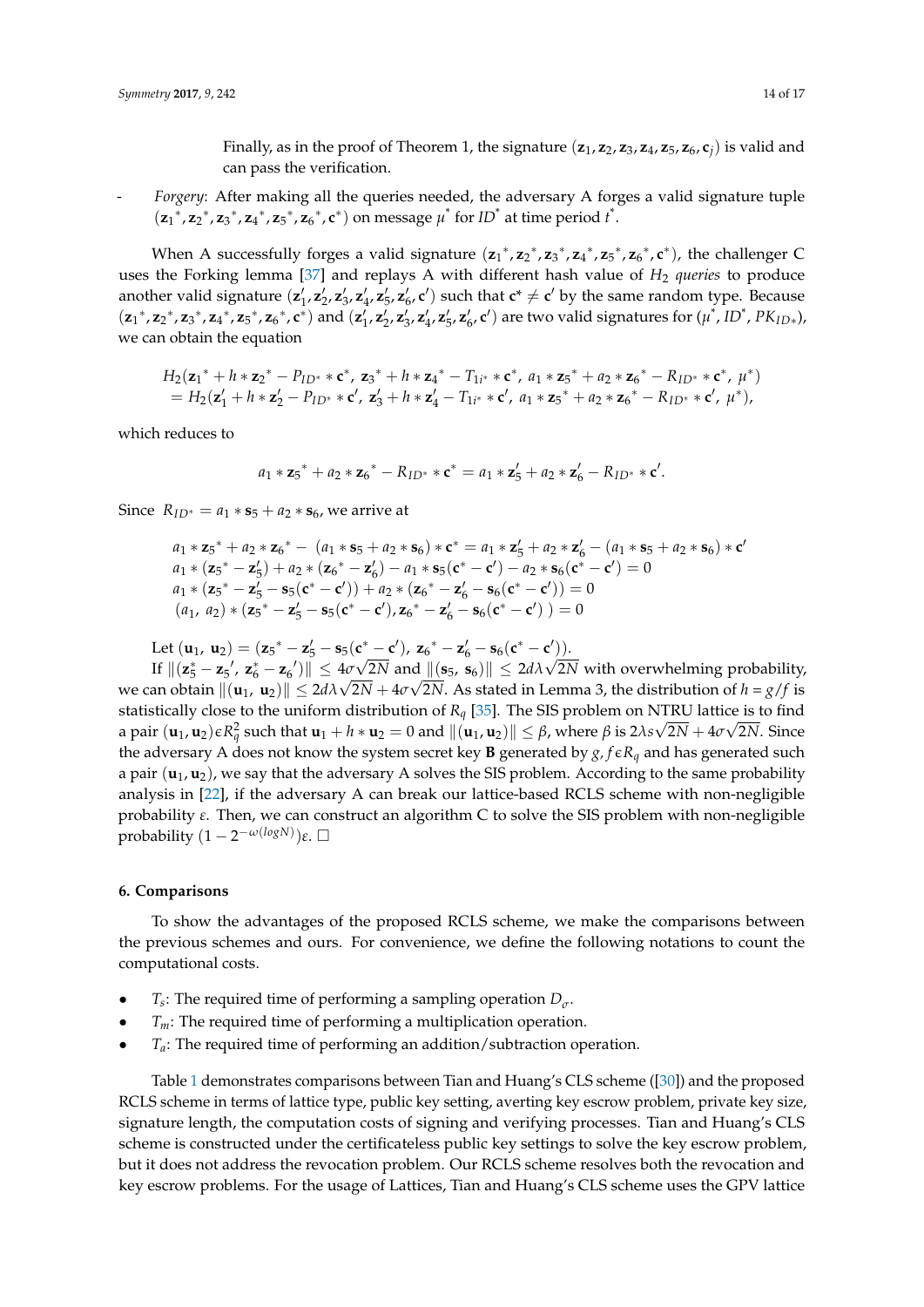Finally, as in the proof of Theorem 1, the signature $(\mathbf{z}_1, \mathbf{z}_2, \mathbf{z}_3, \mathbf{z}_4, \mathbf{z}_5, \mathbf{z}_6, \mathbf{c}_j)$ is valid and can pass the verification.

- *Forgery*: After making all the queries needed, the adversary A forges a valid signature tuple $(\mathbf{z}_1{}^*, \mathbf{z}_2{}^*, \mathbf{z}_3{}^*, \mathbf{z}_4{}^*, \mathbf{z}_5{}^*, \mathbf{z}_6{}^*, \mathbf{c}^*)$ on message $\mu^*$ for $ID^*$ at time period $t^*$.

When A successfully forges a valid signature $(\mathbf{z}_1{}^*, \mathbf{z}_2{}^*, \mathbf{z}_3{}^*, \mathbf{z}_4{}^*, \mathbf{z}_5{}^*, \mathbf{z}_6{}^*, \mathbf{c}^*)$, the challenger C uses the Forking lemma [37] and replays A with different hash value of $H_2$ *queries* to produce another valid signature $(\mathbf{z}_1', \mathbf{z}_2', \mathbf{z}_3', \mathbf{z}_4', \mathbf{z}_5', \mathbf{z}_6', \mathbf{c}')$ such that $\mathbf{c}^* \neq \mathbf{c}'$ by the same random type. Because $(\mathbf{z}_1{}^*, \mathbf{z}_2{}^*, \mathbf{z}_3{}^*, \mathbf{z}_4{}^*, \mathbf{z}_5{}^*, \mathbf{z}_6{}^*, \mathbf{c}^*)$ and $(\mathbf{z}_1', \mathbf{z}_2', \mathbf{z}_3', \mathbf{z}_4', \mathbf{z}_5', \mathbf{z}_6', \mathbf{c}')$ are two valid signatures for $(\mu^*, ID^*, PK_{ID*})$, we can obtain the equation

$$
\begin{aligned}
&H_2(\mathbf{z}_1{}^* + h * \mathbf{z}_2{}^* - P_{ID^*} * \mathbf{c}^*,\ \mathbf{z}_3{}^* + h * \mathbf{z}_4{}^* - T_{1i^*} * \mathbf{c}^*,\ a_1 * \mathbf{z}_5{}^* + a_2 * \mathbf{z}_6{}^* - R_{ID^*} * \mathbf{c}^*,\ \mu^*) \\
&= H_2(\mathbf{z}_1' + h * \mathbf{z}_2' - P_{ID^*} * \mathbf{c}',\ \mathbf{z}_3' + h * \mathbf{z}_4' - T_{1i^*} * \mathbf{c}',\ a_1 * \mathbf{z}_5{}^* + a_2 * \mathbf{z}_6{}^* - R_{ID^*} * \mathbf{c}',\ \mu^*),
\end{aligned}
$$

which reduces to

$$
a_1 * \mathbf{z}_5{}^* + a_2 * \mathbf{z}_6{}^* - R_{ID^*} * \mathbf{c}^* = a_1 * \mathbf{z}_5' + a_2 * \mathbf{z}_6' - R_{ID^*} * \mathbf{c}'.
$$

Since $R_{ID^*} = a_1 * \mathbf{s}_5 + a_2 * \mathbf{s}_6$, we arrive at

$$
\begin{aligned}
&a_1 * \mathbf{z}_5{}^* + a_2 * \mathbf{z}_6{}^* - (a_1 * \mathbf{s}_5 + a_2 * \mathbf{s}_6) * \mathbf{c}^* = a_1 * \mathbf{z}_5' + a_2 * \mathbf{z}_6' - (a_1 * \mathbf{s}_5 + a_2 * \mathbf{s}_6) * \mathbf{c}' \\
&a_1 * (\mathbf{z}_5{}^* - \mathbf{z}_5') + a_2 * (\mathbf{z}_6{}^* - \mathbf{z}_6') - a_1 * \mathbf{s}_5(\mathbf{c}^* - \mathbf{c}') - a_2 * \mathbf{s}_6(\mathbf{c}^* - \mathbf{c}') = 0 \\
&a_1 * (\mathbf{z}_5{}^* - \mathbf{z}_5' - \mathbf{s}_5(\mathbf{c}^* - \mathbf{c}')) + a_2 * (\mathbf{z}_6{}^* - \mathbf{z}_6' - \mathbf{s}_6(\mathbf{c}^* - \mathbf{c}')) = 0 \\
&(a_1,\ a_2) * (\mathbf{z}_5{}^* - \mathbf{z}_5' - \mathbf{s}_5(\mathbf{c}^* - \mathbf{c}'), \mathbf{z}_6{}^* - \mathbf{z}_6' - \mathbf{s}_6(\mathbf{c}^* - \mathbf{c}')\ ) = 0
\end{aligned}
$$

Let $(\mathbf{u}_1,\ \mathbf{u}_2) = (\mathbf{z}_5{}^* - \mathbf{z}_5' - \mathbf{s}_5(\mathbf{c}^* - \mathbf{c}'),\ \mathbf{z}_6{}^* - \mathbf{z}_6' - \mathbf{s}_6(\mathbf{c}^* - \mathbf{c}'))$.

If $\|(\mathbf{z}_5^* - \mathbf{z}_5{}',\ \mathbf{z}_6^* - \mathbf{z}_6{}')\| \leq 4\sigma\sqrt{2N}$ and $\|(\mathbf{s}_5,\ \mathbf{s}_6)\| \leq 2d\lambda\sqrt{2N}$ with overwhelming probability, we can obtain $\|(\mathbf{u}_1,\ \mathbf{u}_2)\| \leq 2d\lambda\sqrt{2N} + 4\sigma\sqrt{2N}$. As stated in Lemma 3, the distribution of $h = g/f$ is statistically close to the uniform distribution of $R_q$ [35]. The SIS problem on NTRU lattice is to find a pair $(\mathbf{u}_1, \mathbf{u}_2) \epsilon R_q^2$ such that $\mathbf{u}_1 + h * \mathbf{u}_2 = 0$ and $\|(\mathbf{u}_1, \mathbf{u}_2)\| \leq \beta$, where $\beta$ is $2\lambda s\sqrt{2N} + 4\sigma\sqrt{2N}$. Since the adversary A does not know the system secret key $\mathbf{B}$ generated by $g, f \epsilon R_q$ and has generated such a pair $(\mathbf{u}_1, \mathbf{u}_2)$, we say that the adversary A solves the SIS problem. According to the same probability analysis in [22], if the adversary A can break our lattice-based RCLS scheme with non-negligible probability $\varepsilon$. Then, we can construct an algorithm C to solve the SIS problem with non-negligible probability $(1 - 2^{-\omega(logN)})\varepsilon$. □

## 6. Comparisons

To show the advantages of the proposed RCLS scheme, we make the comparisons between the previous schemes and ours. For convenience, we define the following notations to count the computational costs.

- $T_s$: The required time of performing a sampling operation $D_\sigma$.
- $T_m$: The required time of performing a multiplication operation.
- $T_a$: The required time of performing an addition/subtraction operation.

Table 1 demonstrates comparisons between Tian and Huang's CLS scheme ([30]) and the proposed RCLS scheme in terms of lattice type, public key setting, averting key escrow problem, private key size, signature length, the computation costs of signing and verifying processes. Tian and Huang's CLS scheme is constructed under the certificateless public key settings to solve the key escrow problem, but it does not address the revocation problem. Our RCLS scheme resolves both the revocation and key escrow problems. For the usage of Lattices, Tian and Huang's CLS scheme uses the GPV lattice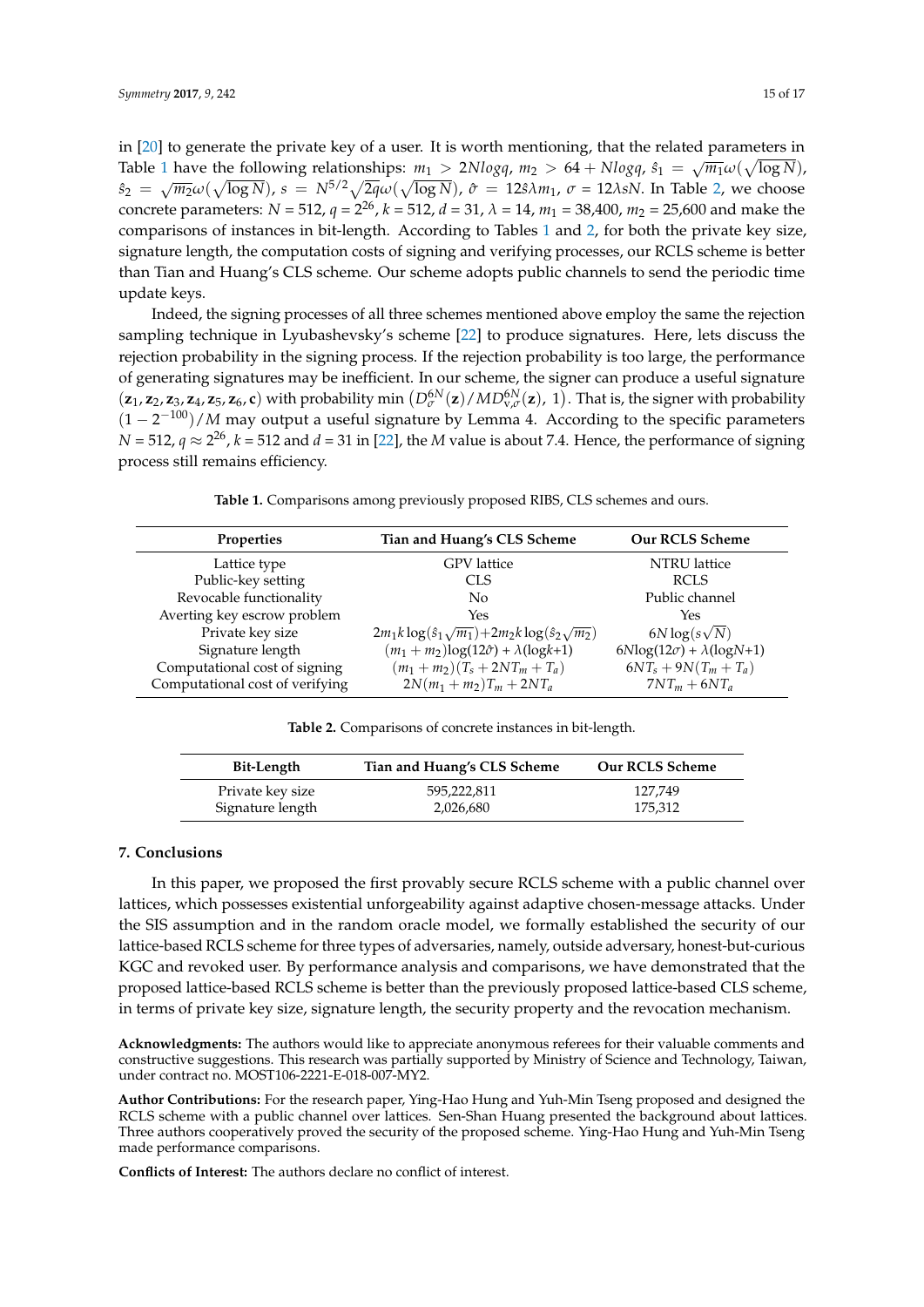in [20] to generate the private key of a user. It is worth mentioning, that the related parameters in Table 1 have the following relationships: $m_1 > 2Nlogq$, $m_2 > 64 + Nlogq$, $\hat{s}_1 = \sqrt{m_1}\omega(\sqrt{\log N})$, $\hat{s}_2 = \sqrt{m_2}\omega(\sqrt{\log N})$, $s = N^{5/2}\sqrt{2q}\omega(\sqrt{\log N})$, $\hat{\sigma} = 12\hat{s}\lambda m_1$, $\sigma = 12\lambda sN$. In Table 2, we choose concrete parameters: $N = 512$, $q = 2^{26}$, $k = 512$, $d = 31$, $\lambda = 14$, $m_1 = 38{,}400$, $m_2 = 25{,}600$ and make the comparisons of instances in bit-length. According to Tables 1 and 2, for both the private key size, signature length, the computation costs of signing and verifying processes, our RCLS scheme is better than Tian and Huang's CLS scheme. Our scheme adopts public channels to send the periodic time update keys.

Indeed, the signing processes of all three schemes mentioned above employ the same the rejection sampling technique in Lyubashevsky's scheme [22] to produce signatures. Here, lets discuss the rejection probability in the signing process. If the rejection probability is too large, the performance of generating signatures may be inefficient. In our scheme, the signer can produce a useful signature $(\mathbf{z}_1, \mathbf{z}_2, \mathbf{z}_3, \mathbf{z}_4, \mathbf{z}_5, \mathbf{z}_6, \mathbf{c})$ with probability $\min\left(D_{\sigma}^{6N}(\mathbf{z})/MD_{\mathbf{v},\sigma}^{6N}(\mathbf{z}),\ 1\right)$. That is, the signer with probability $(1 - 2^{-100})/M$ may output a useful signature by Lemma 4. According to the specific parameters $N = 512$, $q \approx 2^{26}$, $k = 512$ and $d = 31$ in [22], the $M$ value is about 7.4. Hence, the performance of signing process still remains efficiency.

**Table 1.** Comparisons among previously proposed RIBS, CLS schemes and ours.

| Properties | Tian and Huang's CLS Scheme | Our RCLS Scheme |
|---|---|---|
| Lattice type | GPV lattice | NTRU lattice |
| Public-key setting | CLS | RCLS |
| Revocable functionality | No | Public channel |
| Averting key escrow problem | Yes | Yes |
| Private key size | $2m_1 k\log(\hat{s}_1\sqrt{m_1}) + 2m_2 k\log(\hat{s}_2\sqrt{m_2})$ | $6N\log(s\sqrt{N})$ |
| Signature length | $(m_1 + m_2)\log(12\hat{\sigma}) + \lambda(\log k + 1)$ | $6N\log(12\sigma) + \lambda(\log N + 1)$ |
| Computational cost of signing | $(m_1 + m_2)(T_s + 2NT_m + T_a)$ | $6NT_s + 9N(T_m + T_a)$ |
| Computational cost of verifying | $2N(m_1 + m_2)T_m + 2NT_a$ | $7NT_m + 6NT_a$ |

**Table 2.** Comparisons of concrete instances in bit-length.

| Bit-Length | Tian and Huang's CLS Scheme | Our RCLS Scheme |
|---|---|---|
| Private key size | 595,222,811 | 127,749 |
| Signature length | 2,026,680 | 175,312 |

## 7. Conclusions

In this paper, we proposed the first provably secure RCLS scheme with a public channel over lattices, which possesses existential unforgeability against adaptive chosen-message attacks. Under the SIS assumption and in the random oracle model, we formally established the security of our lattice-based RCLS scheme for three types of adversaries, namely, outside adversary, honest-but-curious KGC and revoked user. By performance analysis and comparisons, we have demonstrated that the proposed lattice-based RCLS scheme is better than the previously proposed lattice-based CLS scheme, in terms of private key size, signature length, the security property and the revocation mechanism.

**Acknowledgments:** The authors would like to appreciate anonymous referees for their valuable comments and constructive suggestions. This research was partially supported by Ministry of Science and Technology, Taiwan, under contract no. MOST106-2221-E-018-007-MY2.

**Author Contributions:** For the research paper, Ying-Hao Hung and Yuh-Min Tseng proposed and designed the RCLS scheme with a public channel over lattices. Sen-Shan Huang presented the background about lattices. Three authors cooperatively proved the security of the proposed scheme. Ying-Hao Hung and Yuh-Min Tseng made performance comparisons.

**Conflicts of Interest:** The authors declare no conflict of interest.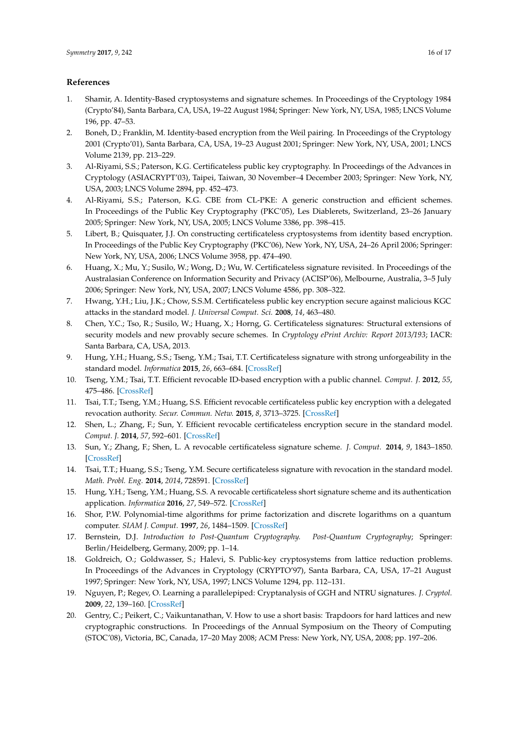## References

1. Shamir, A. Identity-Based cryptosystems and signature schemes. In Proceedings of the Cryptology 1984 (Crypto'84), Santa Barbara, CA, USA, 19–22 August 1984; Springer: New York, NY, USA, 1985; LNCS Volume 196, pp. 47–53.
2. Boneh, D.; Franklin, M. Identity-based encryption from the Weil pairing. In Proceedings of the Cryptology 2001 (Crypto'01), Santa Barbara, CA, USA, 19–23 August 2001; Springer: New York, NY, USA, 2001; LNCS Volume 2139, pp. 213–229.
3. Al-Riyami, S.S.; Paterson, K.G. Certificateless public key cryptography. In Proceedings of the Advances in Cryptology (ASIACRYPT'03), Taipei, Taiwan, 30 November–4 December 2003; Springer: New York, NY, USA, 2003; LNCS Volume 2894, pp. 452–473.
4. Al-Riyami, S.S.; Paterson, K.G. CBE from CL-PKE: A generic construction and efficient schemes. In Proceedings of the Public Key Cryptography (PKC'05), Les Diablerets, Switzerland, 23–26 January 2005; Springer: New York, NY, USA, 2005; LNCS Volume 3386, pp. 398–415.
5. Libert, B.; Quisquater, J.J. On constructing certificateless cryptosystems from identity based encryption. In Proceedings of the Public Key Cryptography (PKC'06), New York, NY, USA, 24–26 April 2006; Springer: New York, NY, USA, 2006; LNCS Volume 3958, pp. 474–490.
6. Huang, X.; Mu, Y.; Susilo, W.; Wong, D.; Wu, W. Certificateless signature revisited. In Proceedings of the Australasian Conference on Information Security and Privacy (ACISP'06), Melbourne, Australia, 3–5 July 2006; Springer: New York, NY, USA, 2007; LNCS Volume 4586, pp. 308–322.
7. Hwang, Y.H.; Liu, J.K.; Chow, S.S.M. Certificateless public key encryption secure against malicious KGC attacks in the standard model. *J. Universal Comput. Sci.* **2008**, *14*, 463–480.
8. Chen, Y.C.; Tso, R.; Susilo, W.; Huang, X.; Horng, G. Certificateless signatures: Structural extensions of security models and new provably secure schemes. In *Cryptology ePrint Archiv: Report 2013/193*; IACR: Santa Barbara, CA, USA, 2013.
9. Hung, Y.H.; Huang, S.S.; Tseng, Y.M.; Tsai, T.T. Certificateless signature with strong unforgeability in the standard model. *Informatica* **2015**, *26*, 663–684. [CrossRef]
10. Tseng, Y.M.; Tsai, T.T. Efficient revocable ID-based encryption with a public channel. *Comput. J.* **2012**, *55*, 475–486. [CrossRef]
11. Tsai, T.T.; Tseng, Y.M.; Huang, S.S. Efficient revocable certificateless public key encryption with a delegated revocation authority. *Secur. Commun. Netw.* **2015**, *8*, 3713–3725. [CrossRef]
12. Shen, L.; Zhang, F.; Sun, Y. Efficient revocable certificateless encryption secure in the standard model. *Comput. J.* **2014**, *57*, 592–601. [CrossRef]
13. Sun, Y.; Zhang, F.; Shen, L. A revocable certificateless signature scheme. *J. Comput.* **2014**, *9*, 1843–1850. [CrossRef]
14. Tsai, T.T.; Huang, S.S.; Tseng, Y.M. Secure certificateless signature with revocation in the standard model. *Math. Probl. Eng.* **2014**, *2014*, 728591. [CrossRef]
15. Hung, Y.H.; Tseng, Y.M.; Huang, S.S. A revocable certificateless short signature scheme and its authentication application. *Informatica* **2016**, *27*, 549–572. [CrossRef]
16. Shor, P.W. Polynomial-time algorithms for prime factorization and discrete logarithms on a quantum computer. *SIAM J. Comput.* **1997**, *26*, 1484–1509. [CrossRef]
17. Bernstein, D.J. *Introduction to Post-Quantum Cryptography. Post-Quantum Cryptography*; Springer: Berlin/Heidelberg, Germany, 2009; pp. 1–14.
18. Goldreich, O.; Goldwasser, S.; Halevi, S. Public-key cryptosystems from lattice reduction problems. In Proceedings of the Advances in Cryptology (CRYPTO'97), Santa Barbara, CA, USA, 17–21 August 1997; Springer: New York, NY, USA, 1997; LNCS Volume 1294, pp. 112–131.
19. Nguyen, P.; Regev, O. Learning a parallelepiped: Cryptanalysis of GGH and NTRU signatures. *J. Cryptol.* **2009**, *22*, 139–160. [CrossRef]
20. Gentry, C.; Peikert, C.; Vaikuntanathan, V. How to use a short basis: Trapdoors for hard lattices and new cryptographic constructions. In Proceedings of the Annual Symposium on the Theory of Computing (STOC'08), Victoria, BC, Canada, 17–20 May 2008; ACM Press: New York, NY, USA, 2008; pp. 197–206.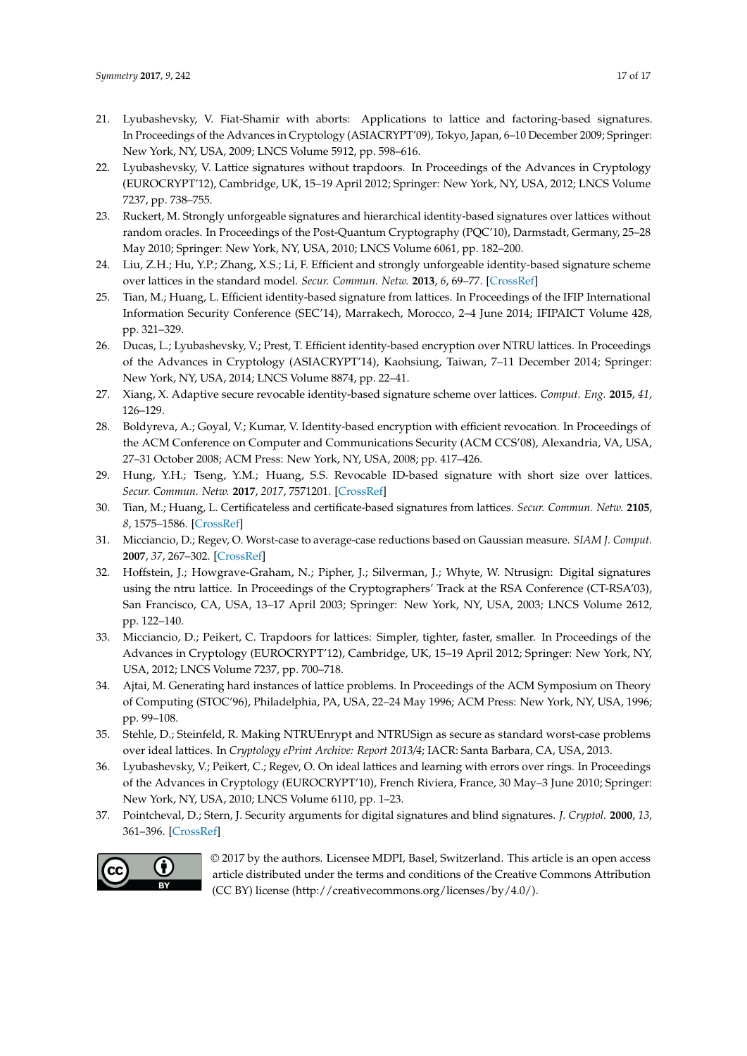21. Lyubashevsky, V. Fiat-Shamir with aborts: Applications to lattice and factoring-based signatures. In Proceedings of the Advances in Cryptology (ASIACRYPT'09), Tokyo, Japan, 6–10 December 2009; Springer: New York, NY, USA, 2009; LNCS Volume 5912, pp. 598–616.
22. Lyubashevsky, V. Lattice signatures without trapdoors. In Proceedings of the Advances in Cryptology (EUROCRYPT'12), Cambridge, UK, 15–19 April 2012; Springer: New York, NY, USA, 2012; LNCS Volume 7237, pp. 738–755.
23. Ruckert, M. Strongly unforgeable signatures and hierarchical identity-based signatures over lattices without random oracles. In Proceedings of the Post-Quantum Cryptography (PQC'10), Darmstadt, Germany, 25–28 May 2010; Springer: New York, NY, USA, 2010; LNCS Volume 6061, pp. 182–200.
24. Liu, Z.H.; Hu, Y.P.; Zhang, X.S.; Li, F. Efficient and strongly unforgeable identity-based signature scheme over lattices in the standard model. *Secur. Commun. Netw.* **2013**, *6*, 69–77. [CrossRef]
25. Tian, M.; Huang, L. Efficient identity-based signature from lattices. In Proceedings of the IFIP International Information Security Conference (SEC'14), Marrakech, Morocco, 2–4 June 2014; IFIPAICT Volume 428, pp. 321–329.
26. Ducas, L.; Lyubashevsky, V.; Prest, T. Efficient identity-based encryption over NTRU lattices. In Proceedings of the Advances in Cryptology (ASIACRYPT'14), Kaohsiung, Taiwan, 7–11 December 2014; Springer: New York, NY, USA, 2014; LNCS Volume 8874, pp. 22–41.
27. Xiang, X. Adaptive secure revocable identity-based signature scheme over lattices. *Comput. Eng.* **2015**, *41*, 126–129.
28. Boldyreva, A.; Goyal, V.; Kumar, V. Identity-based encryption with efficient revocation. In Proceedings of the ACM Conference on Computer and Communications Security (ACM CCS'08), Alexandria, VA, USA, 27–31 October 2008; ACM Press: New York, NY, USA, 2008; pp. 417–426.
29. Hung, Y.H.; Tseng, Y.M.; Huang, S.S. Revocable ID-based signature with short size over lattices. *Secur. Commun. Netw.* **2017**, *2017*, 7571201. [CrossRef]
30. Tian, M.; Huang, L. Certificateless and certificate-based signatures from lattices. *Secur. Commun. Netw.* **2105**, *8*, 1575–1586. [CrossRef]
31. Micciancio, D.; Regev, O. Worst-case to average-case reductions based on Gaussian measure. *SIAM J. Comput.* **2007**, *37*, 267–302. [CrossRef]
32. Hoffstein, J.; Howgrave-Graham, N.; Pipher, J.; Silverman, J.; Whyte, W. Ntrusign: Digital signatures using the ntru lattice. In Proceedings of the Cryptographers' Track at the RSA Conference (CT-RSA'03), San Francisco, CA, USA, 13–17 April 2003; Springer: New York, NY, USA, 2003; LNCS Volume 2612, pp. 122–140.
33. Micciancio, D.; Peikert, C. Trapdoors for lattices: Simpler, tighter, faster, smaller. In Proceedings of the Advances in Cryptology (EUROCRYPT'12), Cambridge, UK, 15–19 April 2012; Springer: New York, NY, USA, 2012; LNCS Volume 7237, pp. 700–718.
34. Ajtai, M. Generating hard instances of lattice problems. In Proceedings of the ACM Symposium on Theory of Computing (STOC'96), Philadelphia, PA, USA, 22–24 May 1996; ACM Press: New York, NY, USA, 1996; pp. 99–108.
35. Stehle, D.; Steinfeld, R. Making NTRUEnrypt and NTRUSign as secure as standard worst-case problems over ideal lattices. In *Cryptology ePrint Archive: Report 2013/4*; IACR: Santa Barbara, CA, USA, 2013.
36. Lyubashevsky, V.; Peikert, C.; Regev, O. On ideal lattices and learning with errors over rings. In Proceedings of the Advances in Cryptology (EUROCRYPT'10), French Riviera, France, 30 May–3 June 2010; Springer: New York, NY, USA, 2010; LNCS Volume 6110, pp. 1–23.
37. Pointcheval, D.; Stern, J. Security arguments for digital signatures and blind signatures. *J. Cryptol.* **2000**, *13*, 361–396. [CrossRef]

© 2017 by the authors. Licensee MDPI, Basel, Switzerland. This article is an open access article distributed under the terms and conditions of the Creative Commons Attribution (CC BY) license (http://creativecommons.org/licenses/by/4.0/).